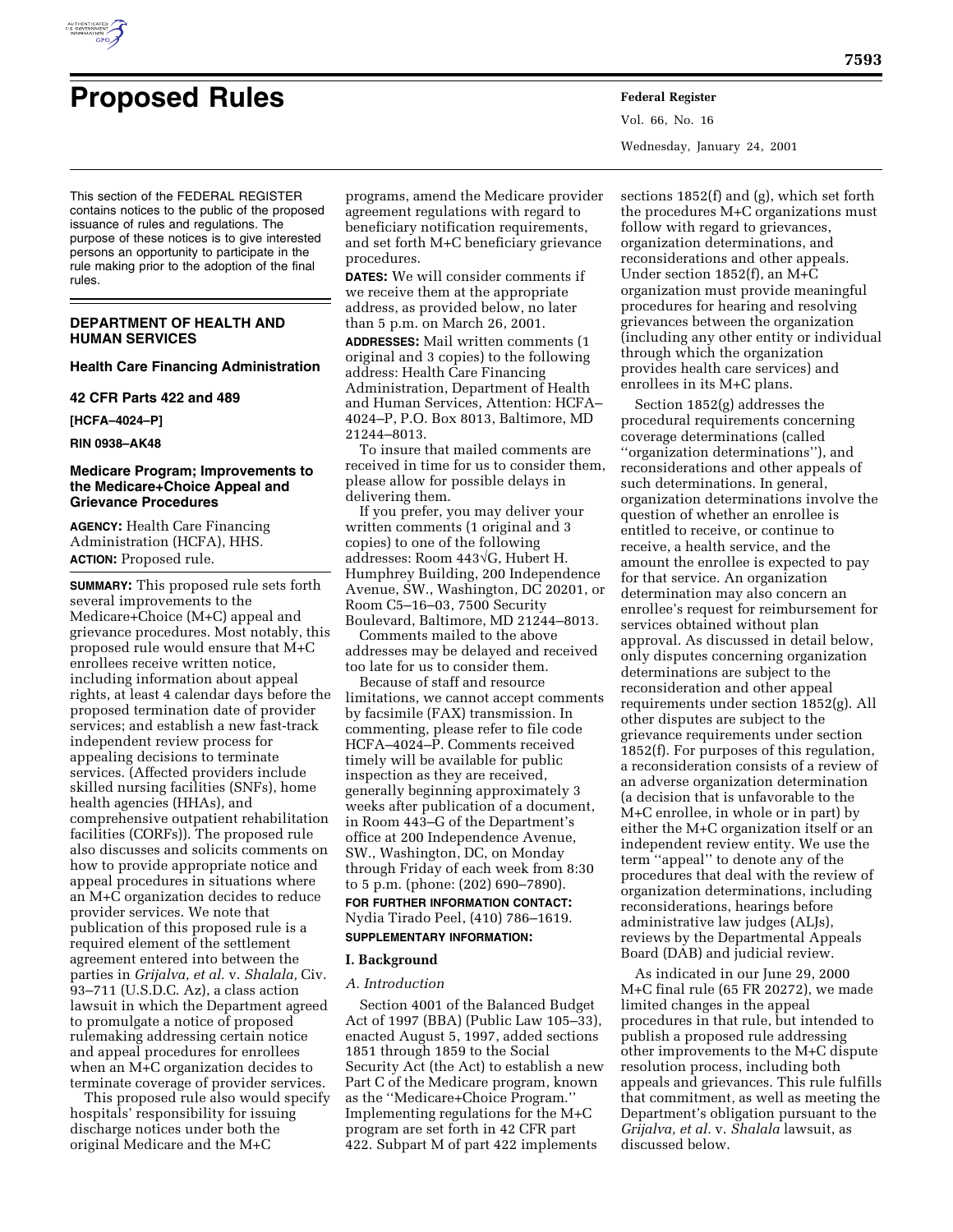# Proposed Rules

This section of the FEDERAL REGISTER contains notices to the public of the proposed issuance of rules and regulations. The purpose of these notices is to give interested persons an opportunity to participate in the rule making prior to the adoption of the final rules.

## DEPARTMENT OF HEALTH AND HUMAN SERVICES

### Health Care Financing Administration

### 42 CFR Parts 422 and 489

**[HCFA–4024–P]**

**RIN 0938–AK48**

### Medicare Program; Improvements to the Medicare+Choice Appeal and Grievance Procedures

**AGENCY:** Health Care Financing Administration (HCFA), HHS.

**ACTION:** Proposed rule.

**SUMMARY:** This proposed rule sets forth several improvements to the Medicare+Choice (M+C) appeal and grievance procedures. Most notably, this proposed rule would ensure that M+C enrollees receive written notice, including information about appeal rights, at least 4 calendar days before the proposed termination date of provider services; and establish a new fast-track independent review process for appealing decisions to terminate services. (Affected providers include skilled nursing facilities (SNFs), home health agencies (HHAs), and comprehensive outpatient rehabilitation facilities (CORFs)). The proposed rule also discusses and solicits comments on how to provide appropriate notice and appeal procedures in situations where an M+C organization decides to reduce provider services. We note that publication of this proposed rule is a required element of the settlement agreement entered into between the parties in *Grijalva, et al.* v. *Shalala,* Civ. 93–711 (U.S.D.C. Az), a class action lawsuit in which the Department agreed to promulgate a notice of proposed rulemaking addressing certain notice and appeal procedures for enrollees when an M+C organization decides to terminate coverage of provider services.

This proposed rule also would specify hospitals' responsibility for issuing discharge notices under both the original Medicare and the M+C programs, amend the Medicare provider agreement regulations with regard to beneficiary notification requirements, and set forth M+C beneficiary grievance procedures.

**DATES:** We will consider comments if we receive them at the appropriate address, as provided below, no later than 5 p.m. on March 26, 2001.

**ADDRESSES:** Mail written comments (1 original and 3 copies) to the following address: Health Care Financing Administration, Department of Health and Human Services, Attention: HCFA–4024–P, P.O. Box 8013, Baltimore, MD 21244–8013.

To insure that mailed comments are received in time for us to consider them, please allow for possible delays in delivering them.

If you prefer, you may deliver your written comments (1 original and 3 copies) to one of the following addresses: Room 443√G, Hubert H. Humphrey Building, 200 Independence Avenue, SW., Washington, DC 20201, or Room C5–16–03, 7500 Security Boulevard, Baltimore, MD 21244–8013.

Comments mailed to the above addresses may be delayed and received too late for us to consider them.

Because of staff and resource limitations, we cannot accept comments by facsimile (FAX) transmission. In commenting, please refer to file code HCFA–4024–P. Comments received timely will be available for public inspection as they are received, generally beginning approximately 3 weeks after publication of a document, in Room 443–G of the Department's office at 200 Independence Avenue, SW., Washington, DC, on Monday through Friday of each week from 8:30 to 5 p.m. (phone: (202) 690–7890).

**FOR FURTHER INFORMATION CONTACT:** Nydia Tirado Peel, (410) 786–1619.

**SUPPLEMENTARY INFORMATION:**

## I. Background

### *A. Introduction*

Section 4001 of the Balanced Budget Act of 1997 (BBA) (Public Law 105–33), enacted August 5, 1997, added sections 1851 through 1859 to the Social Security Act (the Act) to establish a new Part C of the Medicare program, known as the ''Medicare+Choice Program.'' Implementing regulations for the M+C program are set forth in 42 CFR part 422. Subpart M of part 422 implements sections 1852(f) and (g), which set forth the procedures M+C organizations must follow with regard to grievances, organization determinations, and reconsiderations and other appeals. Under section 1852(f), an M+C organization must provide meaningful procedures for hearing and resolving grievances between the organization (including any other entity or individual through which the organization provides health care services) and enrollees in its M+C plans.

Section 1852(g) addresses the procedural requirements concerning coverage determinations (called ''organization determinations''), and reconsiderations and other appeals of such determinations. In general, organization determinations involve the question of whether an enrollee is entitled to receive, or continue to receive, a health service, and the amount the enrollee is expected to pay for that service. An organization determination may also concern an enrollee's request for reimbursement for services obtained without plan approval. As discussed in detail below, only disputes concerning organization determinations are subject to the reconsideration and other appeal requirements under section 1852(g). All other disputes are subject to the grievance requirements under section 1852(f). For purposes of this regulation, a reconsideration consists of a review of an adverse organization determination (a decision that is unfavorable to the M+C enrollee, in whole or in part) by either the M+C organization itself or an independent review entity. We use the term ''appeal'' to denote any of the procedures that deal with the review of organization determinations, including reconsiderations, hearings before administrative law judges (ALJs), reviews by the Departmental Appeals Board (DAB) and judicial review.

As indicated in our June 29, 2000 M+C final rule (65 FR 20272), we made limited changes in the appeal procedures in that rule, but intended to publish a proposed rule addressing other improvements to the M+C dispute resolution process, including both appeals and grievances. This rule fulfills that commitment, as well as meeting the Department's obligation pursuant to the *Grijalva, et al.* v. *Shalala* lawsuit, as discussed below.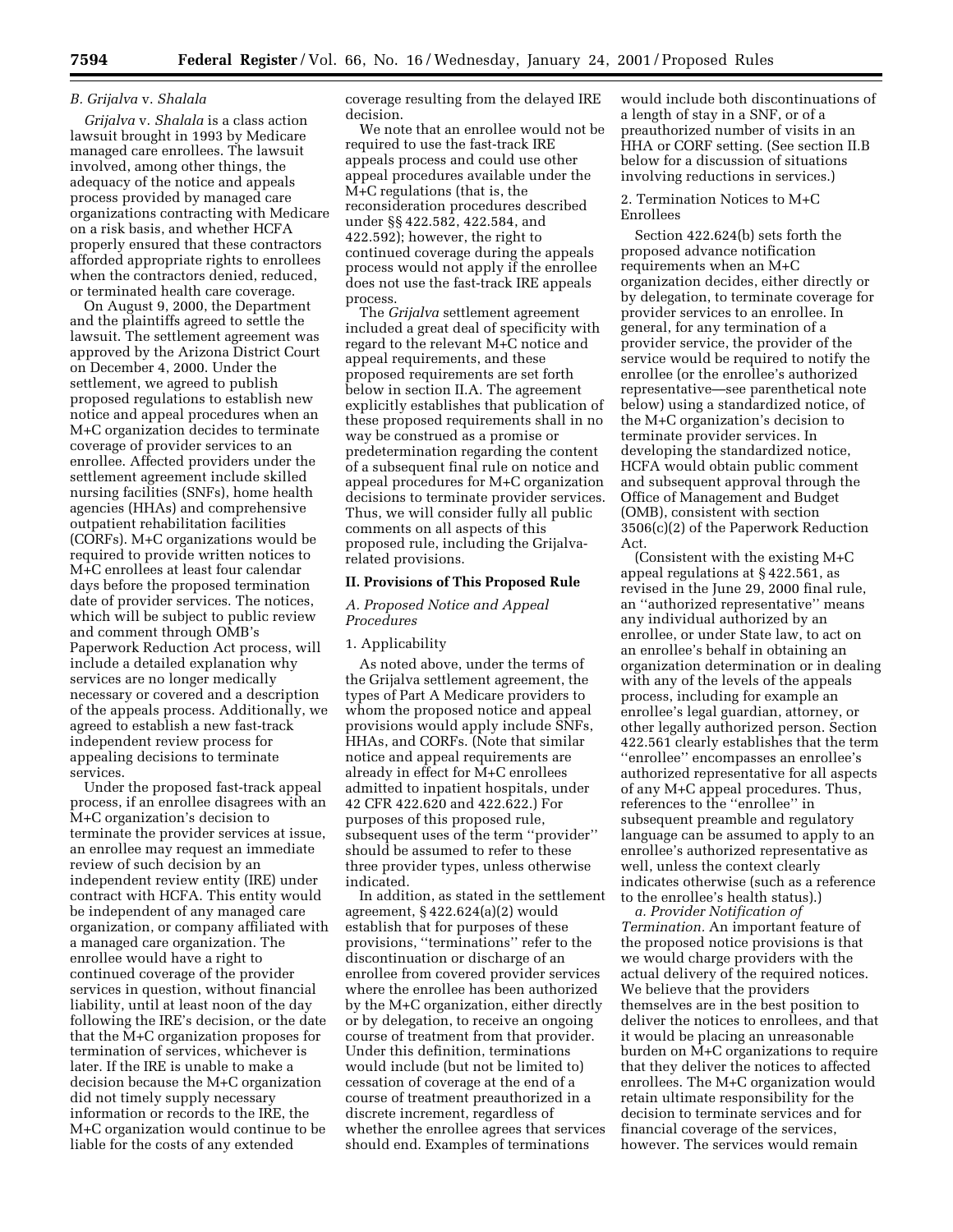### B. *Grijalva* v. *Shalala*

*Grijalva* v. *Shalala* is a class action lawsuit brought in 1993 by Medicare managed care enrollees. The lawsuit involved, among other things, the adequacy of the notice and appeals process provided by managed care organizations contracting with Medicare on a risk basis, and whether HCFA properly ensured that these contractors afforded appropriate rights to enrollees when the contractors denied, reduced, or terminated health care coverage.

On August 9, 2000, the Department and the plaintiffs agreed to settle the lawsuit. The settlement agreement was approved by the Arizona District Court on December 4, 2000. Under the settlement, we agreed to publish proposed regulations to establish new notice and appeal procedures when an M+C organization decides to terminate coverage of provider services to an enrollee. Affected providers under the settlement agreement include skilled nursing facilities (SNFs), home health agencies (HHAs) and comprehensive outpatient rehabilitation facilities (CORFs). M+C organizations would be required to provide written notices to M+C enrollees at least four calendar days before the proposed termination date of provider services. The notices, which will be subject to public review and comment through OMB's Paperwork Reduction Act process, will include a detailed explanation why services are no longer medically necessary or covered and a description of the appeals process. Additionally, we agreed to establish a new fast-track independent review process for appealing decisions to terminate services.

Under the proposed fast-track appeal process, if an enrollee disagrees with an M+C organization's decision to terminate the provider services at issue, an enrollee may request an immediate review of such decision by an independent review entity (IRE) under contract with HCFA. This entity would be independent of any managed care organization, or company affiliated with a managed care organization. The enrollee would have a right to continued coverage of the provider services in question, without financial liability, until at least noon of the day following the IRE's decision, or the date that the M+C organization proposes for termination of services, whichever is later. If the IRE is unable to make a decision because the M+C organization did not timely supply necessary information or records to the IRE, the M+C organization would continue to be liable for the costs of any extended coverage resulting from the delayed IRE decision.

We note that an enrollee would not be required to use the fast-track IRE appeals process and could use other appeal procedures available under the M+C regulations (that is, the reconsideration procedures described under §§ 422.582, 422.584, and 422.592); however, the right to continued coverage during the appeals process would not apply if the enrollee does not use the fast-track IRE appeals process.

The *Grijalva* settlement agreement included a great deal of specificity with regard to the relevant M+C notice and appeal requirements, and these proposed requirements are set forth below in section II.A. The agreement explicitly establishes that publication of these proposed requirements shall in no way be construed as a promise or predetermination regarding the content of a subsequent final rule on notice and appeal procedures for M+C organization decisions to terminate provider services. Thus, we will consider fully all public comments on all aspects of this proposed rule, including the Grijalva-related provisions.

## II. Provisions of This Proposed Rule

### A. Proposed Notice and Appeal Procedures

1. Applicability

As noted above, under the terms of the Grijalva settlement agreement, the types of Part A Medicare providers to whom the proposed notice and appeal provisions would apply include SNFs, HHAs, and CORFs. (Note that similar notice and appeal requirements are already in effect for M+C enrollees admitted to inpatient hospitals, under 42 CFR 422.620 and 422.622.) For purposes of this proposed rule, subsequent uses of the term "provider" should be assumed to refer to these three provider types, unless otherwise indicated.

In addition, as stated in the settlement agreement, § 422.624(a)(2) would establish that for purposes of these provisions, "terminations" refer to the discontinuation or discharge of an enrollee from covered provider services where the enrollee has been authorized by the M+C organization, either directly or by delegation, to receive an ongoing course of treatment from that provider. Under this definition, terminations would include (but not be limited to) cessation of coverage at the end of a course of treatment preauthorized in a discrete increment, regardless of whether the enrollee agrees that services should end. Examples of terminations would include both discontinuations of a length of stay in a SNF, or of a preauthorized number of visits in an HHA or CORF setting. (See section II.B below for a discussion of situations involving reductions in services.)

2. Termination Notices to M+C Enrollees

Section 422.624(b) sets forth the proposed advance notification requirements when an M+C organization decides, either directly or by delegation, to terminate coverage for provider services to an enrollee. In general, for any termination of a provider service, the provider of the service would be required to notify the enrollee (or the enrollee's authorized representative—see parenthetical note below) using a standardized notice, of the M+C organization's decision to terminate provider services. In developing the standardized notice, HCFA would obtain public comment and subsequent approval through the Office of Management and Budget (OMB), consistent with section 3506(c)(2) of the Paperwork Reduction Act.

(Consistent with the existing M+C appeal regulations at § 422.561, as revised in the June 29, 2000 final rule, an "authorized representative" means any individual authorized by an enrollee, or under State law, to act on an enrollee's behalf in obtaining an organization determination or in dealing with any of the levels of the appeals process, including for example an enrollee's legal guardian, attorney, or other legally authorized person. Section 422.561 clearly establishes that the term "enrollee" encompasses an enrollee's authorized representative for all aspects of any M+C appeal procedures. Thus, references to the "enrollee" in subsequent preamble and regulatory language can be assumed to apply to an enrollee's authorized representative as well, unless the context clearly indicates otherwise (such as a reference to the enrollee's health status).)

*a. Provider Notification of Termination.* An important feature of the proposed notice provisions is that we would charge providers with the actual delivery of the required notices. We believe that the providers themselves are in the best position to deliver the notices to enrollees, and that it would be placing an unreasonable burden on M+C organizations to require that they deliver the notices to affected enrollees. The M+C organization would retain ultimate responsibility for the decision to terminate services and for financial coverage of the services, however. The services would remain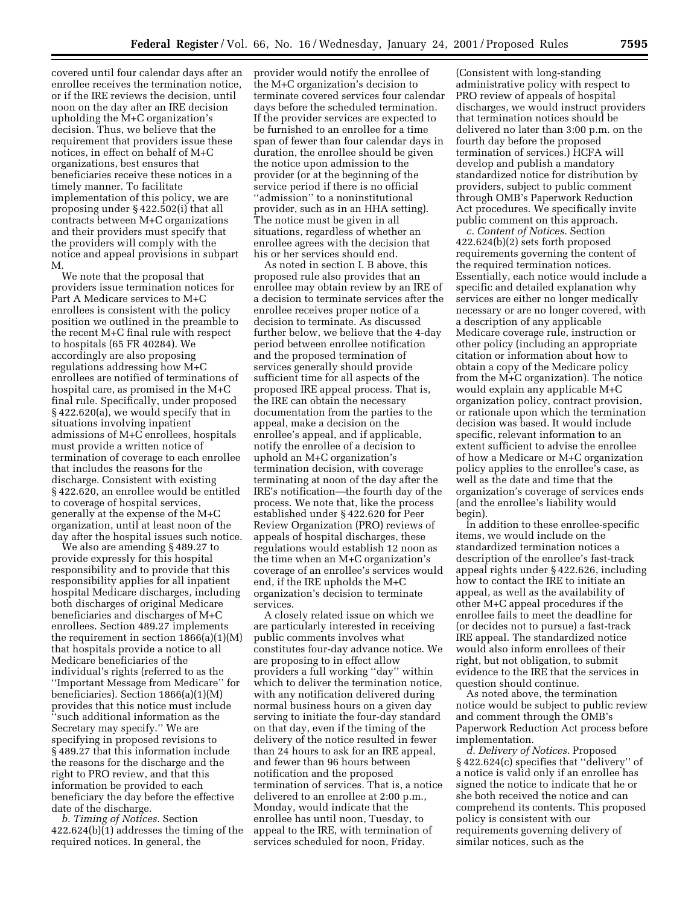covered until four calendar days after an enrollee receives the termination notice, or if the IRE reviews the decision, until noon on the day after an IRE decision upholding the M+C organization's decision. Thus, we believe that the requirement that providers issue these notices, in effect on behalf of M+C organizations, best ensures that beneficiaries receive these notices in a timely manner. To facilitate implementation of this policy, we are proposing under § 422.502(i) that all contracts between M+C organizations and their providers must specify that the providers will comply with the notice and appeal provisions in subpart M.

We note that the proposal that providers issue termination notices for Part A Medicare services to M+C enrollees is consistent with the policy position we outlined in the preamble to the recent M+C final rule with respect to hospitals (65 FR 40284). We accordingly are also proposing regulations addressing how M+C enrollees are notified of terminations of hospital care, as promised in the M+C final rule. Specifically, under proposed § 422.620(a), we would specify that in situations involving inpatient admissions of M+C enrollees, hospitals must provide a written notice of termination of coverage to each enrollee that includes the reasons for the discharge. Consistent with existing § 422.620, an enrollee would be entitled to coverage of hospital services, generally at the expense of the M+C organization, until at least noon of the day after the hospital issues such notice.

We also are amending § 489.27 to provide expressly for this hospital responsibility and to provide that this responsibility applies for all inpatient hospital Medicare discharges, including both discharges of original Medicare beneficiaries and discharges of M+C enrollees. Section 489.27 implements the requirement in section 1866(a)(1)(M) that hospitals provide a notice to all Medicare beneficiaries of the individual's rights (referred to as the "Important Message from Medicare" for beneficiaries). Section 1866(a)(1)(M) provides that this notice must include "such additional information as the Secretary may specify." We are specifying in proposed revisions to § 489.27 that this information include the reasons for the discharge and the right to PRO review, and that this information be provided to each beneficiary the day before the effective date of the discharge.

*b. Timing of Notices.* Section 422.624(b)(1) addresses the timing of the required notices. In general, the provider would notify the enrollee of the M+C organization's decision to terminate covered services four calendar days before the scheduled termination. If the provider services are expected to be furnished to an enrollee for a time span of fewer than four calendar days in duration, the enrollee should be given the notice upon admission to the provider (or at the beginning of the service period if there is no official "admission" to a noninstitutional provider, such as in an HHA setting). The notice must be given in all situations, regardless of whether an enrollee agrees with the decision that his or her services should end.

As noted in section I. B above, this proposed rule also provides that an enrollee may obtain review by an IRE of a decision to terminate services after the enrollee receives proper notice of a decision to terminate. As discussed further below, we believe that the 4-day period between enrollee notification and the proposed termination of services generally should provide sufficient time for all aspects of the proposed IRE appeal process. That is, the IRE can obtain the necessary documentation from the parties to the appeal, make a decision on the enrollee's appeal, and if applicable, notify the enrollee of a decision to uphold an M+C organization's termination decision, with coverage terminating at noon of the day after the IRE's notification—the fourth day of the process. We note that, like the process established under § 422.620 for Peer Review Organization (PRO) reviews of appeals of hospital discharges, these regulations would establish 12 noon as the time when an M+C organization's coverage of an enrollee's services would end, if the IRE upholds the M+C organization's decision to terminate services.

A closely related issue on which we are particularly interested in receiving public comments involves what constitutes four-day advance notice. We are proposing to in effect allow providers a full working "day" within which to deliver the termination notice, with any notification delivered during normal business hours on a given day serving to initiate the four-day standard on that day, even if the timing of the delivery of the notice resulted in fewer than 24 hours to ask for an IRE appeal, and fewer than 96 hours between notification and the proposed termination of services. That is, a notice delivered to an enrollee at 2:00 p.m., Monday, would indicate that the enrollee has until noon, Tuesday, to appeal to the IRE, with termination of services scheduled for noon, Friday. (Consistent with long-standing administrative policy with respect to PRO review of appeals of hospital discharges, we would instruct providers that termination notices should be delivered no later than 3:00 p.m. on the fourth day before the proposed termination of services.) HCFA will develop and publish a mandatory standardized notice for distribution by providers, subject to public comment through OMB's Paperwork Reduction Act procedures. We specifically invite public comment on this approach.

*c. Content of Notices.* Section 422.624(b)(2) sets forth proposed requirements governing the content of the required termination notices. Essentially, each notice would include a specific and detailed explanation why services are either no longer medically necessary or are no longer covered, with a description of any applicable Medicare coverage rule, instruction or other policy (including an appropriate citation or information about how to obtain a copy of the Medicare policy from the M+C organization). The notice would explain any applicable M+C organization policy, contract provision, or rationale upon which the termination decision was based. It would include specific, relevant information to an extent sufficient to advise the enrollee of how a Medicare or M+C organization policy applies to the enrollee's case, as well as the date and time that the organization's coverage of services ends (and the enrollee's liability would begin).

In addition to these enrollee-specific items, we would include on the standardized termination notices a description of the enrollee's fast-track appeal rights under § 422.626, including how to contact the IRE to initiate an appeal, as well as the availability of other M+C appeal procedures if the enrollee fails to meet the deadline for (or decides not to pursue) a fast-track IRE appeal. The standardized notice would also inform enrollees of their right, but not obligation, to submit evidence to the IRE that the services in question should continue.

As noted above, the termination notice would be subject to public review and comment through the OMB's Paperwork Reduction Act process before implementation.

*d. Delivery of Notices.* Proposed § 422.624(c) specifies that "delivery" of a notice is valid only if an enrollee has signed the notice to indicate that he or she both received the notice and can comprehend its contents. This proposed policy is consistent with our requirements governing delivery of similar notices, such as the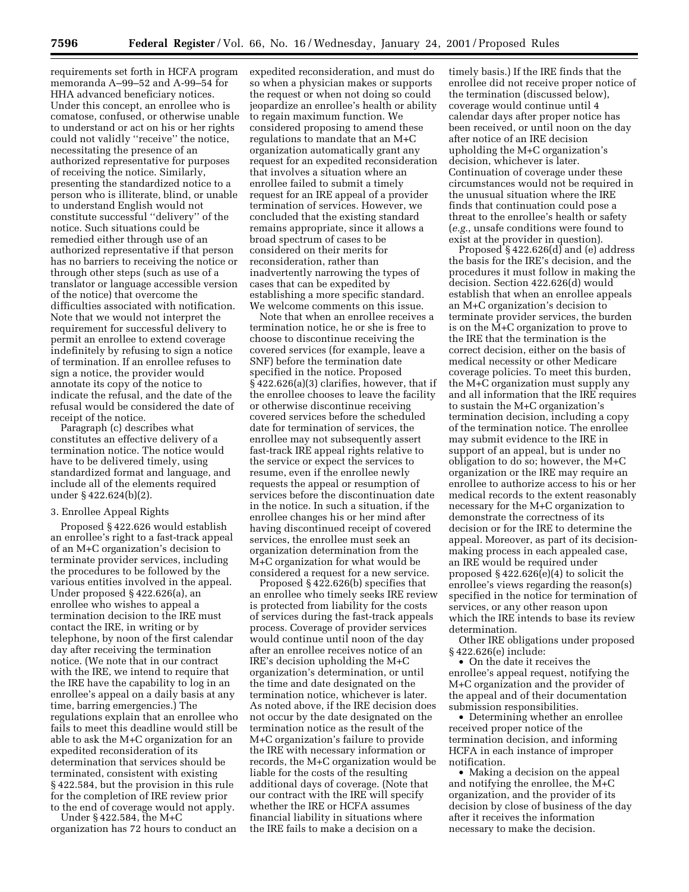requirements set forth in HCFA program memoranda A–99–52 and A-99–54 for HHA advanced beneficiary notices. Under this concept, an enrollee who is comatose, confused, or otherwise unable to understand or act on his or her rights could not validly ''receive'' the notice, necessitating the presence of an authorized representative for purposes of receiving the notice. Similarly, presenting the standardized notice to a person who is illiterate, blind, or unable to understand English would not constitute successful ''delivery'' of the notice. Such situations could be remedied either through use of an authorized representative if that person has no barriers to receiving the notice or through other steps (such as use of a translator or language accessible version of the notice) that overcome the difficulties associated with notification. Note that we would not interpret the requirement for successful delivery to permit an enrollee to extend coverage indefinitely by refusing to sign a notice of termination. If an enrollee refuses to sign a notice, the provider would annotate its copy of the notice to indicate the refusal, and the date of the refusal would be considered the date of receipt of the notice.

Paragraph (c) describes what constitutes an effective delivery of a termination notice. The notice would have to be delivered timely, using standardized format and language, and include all of the elements required under § 422.624(b)(2).

3. Enrollee Appeal Rights

Proposed § 422.626 would establish an enrollee's right to a fast-track appeal of an M+C organization's decision to terminate provider services, including the procedures to be followed by the various entities involved in the appeal. Under proposed § 422.626(a), an enrollee who wishes to appeal a termination decision to the IRE must contact the IRE, in writing or by telephone, by noon of the first calendar day after receiving the termination notice. (We note that in our contract with the IRE, we intend to require that the IRE have the capability to log in an enrollee's appeal on a daily basis at any time, barring emergencies.) The regulations explain that an enrollee who fails to meet this deadline would still be able to ask the M+C organization for an expedited reconsideration of its determination that services should be terminated, consistent with existing § 422.584, but the provision in this rule for the completion of IRE review prior to the end of coverage would not apply.

Under § 422.584, the M+C organization has 72 hours to conduct an expedited reconsideration, and must do so when a physician makes or supports the request or when not doing so could jeopardize an enrollee's health or ability to regain maximum function. We considered proposing to amend these regulations to mandate that an M+C organization automatically grant any request for an expedited reconsideration that involves a situation where an enrollee failed to submit a timely request for an IRE appeal of a provider termination of services. However, we concluded that the existing standard remains appropriate, since it allows a broad spectrum of cases to be considered on their merits for reconsideration, rather than inadvertently narrowing the types of cases that can be expedited by establishing a more specific standard. We welcome comments on this issue.

Note that when an enrollee receives a termination notice, he or she is free to choose to discontinue receiving the covered services (for example, leave a SNF) before the termination date specified in the notice. Proposed § 422.626(a)(3) clarifies, however, that if the enrollee chooses to leave the facility or otherwise discontinue receiving covered services before the scheduled date for termination of services, the enrollee may not subsequently assert fast-track IRE appeal rights relative to the service or expect the services to resume, even if the enrollee newly requests the appeal or resumption of services before the discontinuation date in the notice. In such a situation, if the enrollee changes his or her mind after having discontinued receipt of covered services, the enrollee must seek an organization determination from the M+C organization for what would be considered a request for a new service.

Proposed § 422.626(b) specifies that an enrollee who timely seeks IRE review is protected from liability for the costs of services during the fast-track appeals process. Coverage of provider services would continue until noon of the day after an enrollee receives notice of an IRE's decision upholding the M+C organization's determination, or until the time and date designated on the termination notice, whichever is later. As noted above, if the IRE decision does not occur by the date designated on the termination notice as the result of the M+C organization's failure to provide the IRE with necessary information or records, the M+C organization would be liable for the costs of the resulting additional days of coverage. (Note that our contract with the IRE will specify whether the IRE or HCFA assumes financial liability in situations where the IRE fails to make a decision on a timely basis.) If the IRE finds that the enrollee did not receive proper notice of the termination (discussed below), coverage would continue until 4 calendar days after proper notice has been received, or until noon on the day after notice of an IRE decision upholding the M+C organization's decision, whichever is later. Continuation of coverage under these circumstances would not be required in the unusual situation where the IRE finds that continuation could pose a threat to the enrollee's health or safety (*e.g.*, unsafe conditions were found to exist at the provider in question).

Proposed § 422.626(d) and (e) address the basis for the IRE's decision, and the procedures it must follow in making the decision. Section 422.626(d) would establish that when an enrollee appeals an M+C organization's decision to terminate provider services, the burden is on the M+C organization to prove to the IRE that the termination is the correct decision, either on the basis of medical necessity or other Medicare coverage policies. To meet this burden, the M+C organization must supply any and all information that the IRE requires to sustain the M+C organization's termination decision, including a copy of the termination notice. The enrollee may submit evidence to the IRE in support of an appeal, but is under no obligation to do so; however, the M+C organization or the IRE may require an enrollee to authorize access to his or her medical records to the extent reasonably necessary for the M+C organization to demonstrate the correctness of its decision or for the IRE to determine the appeal. Moreover, as part of its decision-making process in each appealed case, an IRE would be required under proposed § 422.626(e)(4) to solicit the enrollee's views regarding the reason(s) specified in the notice for termination of services, or any other reason upon which the IRE intends to base its review determination.

Other IRE obligations under proposed § 422.626(e) include:

- On the date it receives the enrollee's appeal request, notifying the M+C organization and the provider of the appeal and of their documentation submission responsibilities.
- Determining whether an enrollee received proper notice of the termination decision, and informing HCFA in each instance of improper notification.
- Making a decision on the appeal and notifying the enrollee, the M+C organization, and the provider of its decision by close of business of the day after it receives the information necessary to make the decision.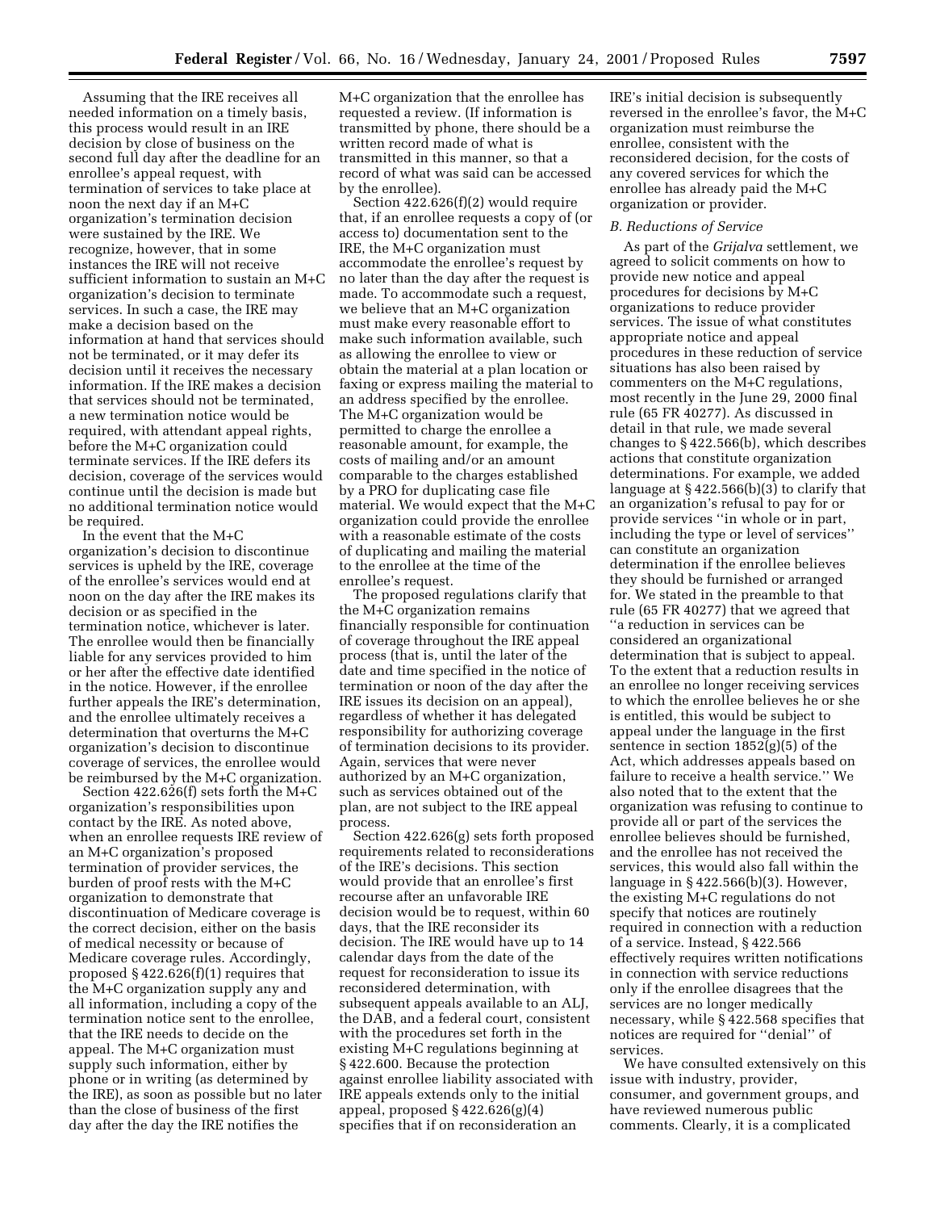Assuming that the IRE receives all needed information on a timely basis, this process would result in an IRE decision by close of business on the second full day after the deadline for an enrollee's appeal request, with termination of services to take place at noon the next day if an M+C organization's termination decision were sustained by the IRE. We recognize, however, that in some instances the IRE will not receive sufficient information to sustain an M+C organization's decision to terminate services. In such a case, the IRE may make a decision based on the information at hand that services should not be terminated, or it may defer its decision until it receives the necessary information. If the IRE makes a decision that services should not be terminated, a new termination notice would be required, with attendant appeal rights, before the M+C organization could terminate services. If the IRE defers its decision, coverage of the services would continue until the decision is made but no additional termination notice would be required.

In the event that the M+C organization's decision to discontinue services is upheld by the IRE, coverage of the enrollee's services would end at noon on the day after the IRE makes its decision or as specified in the termination notice, whichever is later. The enrollee would then be financially liable for any services provided to him or her after the effective date identified in the notice. However, if the enrollee further appeals the IRE's determination, and the enrollee ultimately receives a determination that overturns the M+C organization's decision to discontinue coverage of services, the enrollee would be reimbursed by the M+C organization.

Section 422.626(f) sets forth the M+C organization's responsibilities upon contact by the IRE. As noted above, when an enrollee requests IRE review of an M+C organization's proposed termination of provider services, the burden of proof rests with the M+C organization to demonstrate that discontinuation of Medicare coverage is the correct decision, either on the basis of medical necessity or because of Medicare coverage rules. Accordingly, proposed § 422.626(f)(1) requires that the M+C organization supply any and all information, including a copy of the termination notice sent to the enrollee, that the IRE needs to decide on the appeal. The M+C organization must supply such information, either by phone or in writing (as determined by the IRE), as soon as possible but no later than the close of business of the first day after the day the IRE notifies the M+C organization that the enrollee has requested a review. (If information is transmitted by phone, there should be a written record made of what is transmitted in this manner, so that a record of what was said can be accessed by the enrollee).

Section 422.626(f)(2) would require that, if an enrollee requests a copy of (or access to) documentation sent to the IRE, the M+C organization must accommodate the enrollee's request by no later than the day after the request is made. To accommodate such a request, we believe that an M+C organization must make every reasonable effort to make such information available, such as allowing the enrollee to view or obtain the material at a plan location or faxing or express mailing the material to an address specified by the enrollee. The M+C organization would be permitted to charge the enrollee a reasonable amount, for example, the costs of mailing and/or an amount comparable to the charges established by a PRO for duplicating case file material. We would expect that the M+C organization could provide the enrollee with a reasonable estimate of the costs of duplicating and mailing the material to the enrollee at the time of the enrollee's request.

The proposed regulations clarify that the M+C organization remains financially responsible for continuation of coverage throughout the IRE appeal process (that is, until the later of the date and time specified in the notice of termination or noon of the day after the IRE issues its decision on an appeal), regardless of whether it has delegated responsibility for authorizing coverage of termination decisions to its provider. Again, services that were never authorized by an M+C organization, such as services obtained out of the plan, are not subject to the IRE appeal process.

Section 422.626(g) sets forth proposed requirements related to reconsiderations of the IRE's decisions. This section would provide that an enrollee's first recourse after an unfavorable IRE decision would be to request, within 60 days, that the IRE reconsider its decision. The IRE would have up to 14 calendar days from the date of the request for reconsideration to issue its reconsidered determination, with subsequent appeals available to an ALJ, the DAB, and a federal court, consistent with the procedures set forth in the existing M+C regulations beginning at § 422.600. Because the protection against enrollee liability associated with IRE appeals extends only to the initial appeal, proposed § 422.626(g)(4) specifies that if on reconsideration an IRE's initial decision is subsequently reversed in the enrollee's favor, the M+C organization must reimburse the enrollee, consistent with the reconsidered decision, for the costs of any covered services for which the enrollee has already paid the M+C organization or provider.

### *B. Reductions of Service*

As part of the *Grijalva* settlement, we agreed to solicit comments on how to provide new notice and appeal procedures for decisions by M+C organizations to reduce provider services. The issue of what constitutes appropriate notice and appeal procedures in these reduction of service situations has also been raised by commenters on the M+C regulations, most recently in the June 29, 2000 final rule (65 FR 40277). As discussed in detail in that rule, we made several changes to § 422.566(b), which describes actions that constitute organization determinations. For example, we added language at § 422.566(b)(3) to clarify that an organization's refusal to pay for or provide services "in whole or in part, including the type or level of services" can constitute an organization determination if the enrollee believes they should be furnished or arranged for. We stated in the preamble to that rule (65 FR 40277) that we agreed that "a reduction in services can be considered an organizational determination that is subject to appeal. To the extent that a reduction results in an enrollee no longer receiving services to which the enrollee believes he or she is entitled, this would be subject to appeal under the language in the first sentence in section 1852(g)(5) of the Act, which addresses appeals based on failure to receive a health service." We also noted that to the extent that the organization was refusing to continue to provide all or part of the services the enrollee believes should be furnished, and the enrollee has not received the services, this would also fall within the language in § 422.566(b)(3). However, the existing M+C regulations do not specify that notices are routinely required in connection with a reduction of a service. Instead, § 422.566 effectively requires written notifications in connection with service reductions only if the enrollee disagrees that the services are no longer medically necessary, while § 422.568 specifies that notices are required for "denial" of services.

We have consulted extensively on this issue with industry, provider, consumer, and government groups, and have reviewed numerous public comments. Clearly, it is a complicated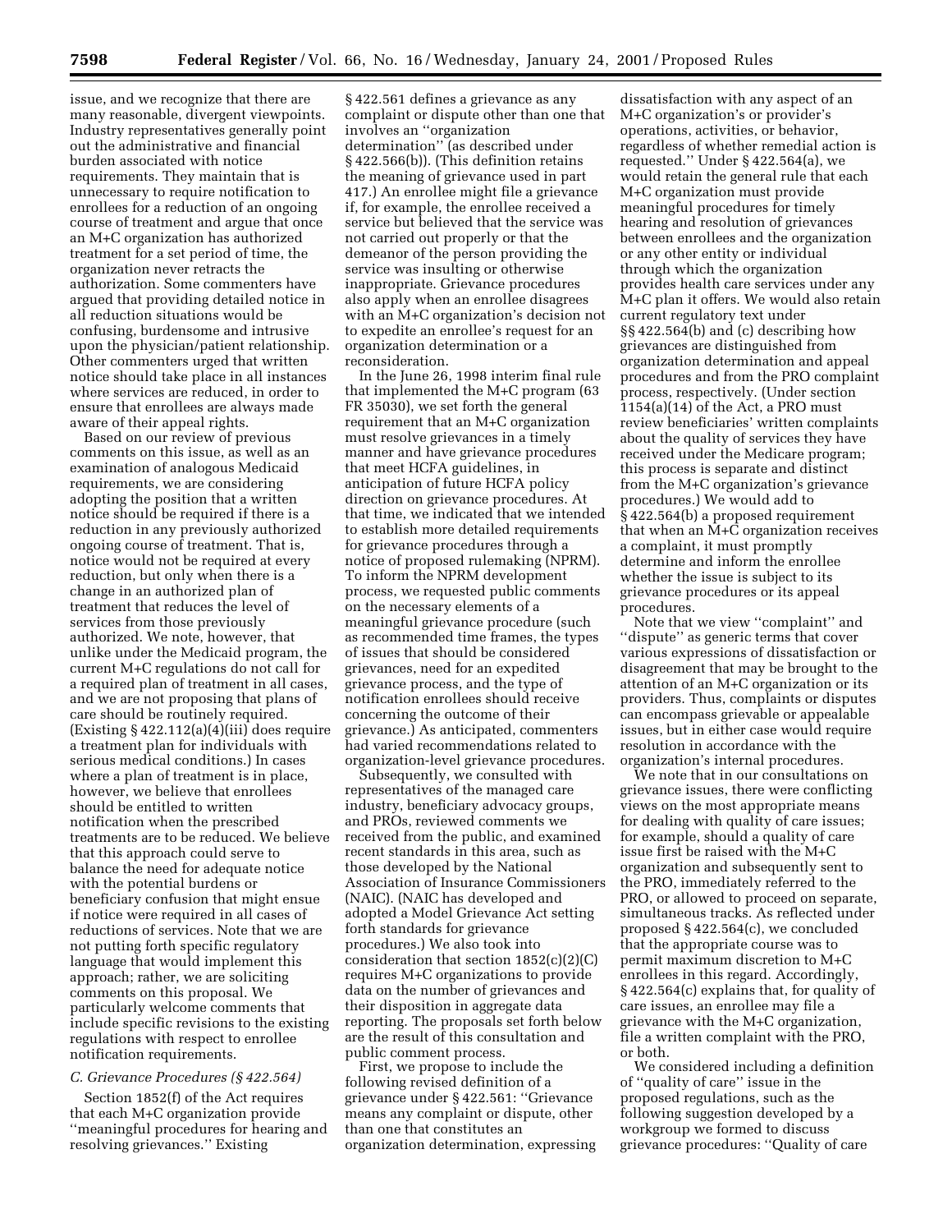issue, and we recognize that there are many reasonable, divergent viewpoints. Industry representatives generally point out the administrative and financial burden associated with notice requirements. They maintain that is unnecessary to require notification to enrollees for a reduction of an ongoing course of treatment and argue that once an M+C organization has authorized treatment for a set period of time, the organization never retracts the authorization. Some commenters have argued that providing detailed notice in all reduction situations would be confusing, burdensome and intrusive upon the physician/patient relationship. Other commenters urged that written notice should take place in all instances where services are reduced, in order to ensure that enrollees are always made aware of their appeal rights.

Based on our review of previous comments on this issue, as well as an examination of analogous Medicaid requirements, we are considering adopting the position that a written notice should be required if there is a reduction in any previously authorized ongoing course of treatment. That is, notice would not be required at every reduction, but only when there is a change in an authorized plan of treatment that reduces the level of services from those previously authorized. We note, however, that unlike under the Medicaid program, the current M+C regulations do not call for a required plan of treatment in all cases, and we are not proposing that plans of care should be routinely required. (Existing § 422.112(a)(4)(iii) does require a treatment plan for individuals with serious medical conditions.) In cases where a plan of treatment is in place, however, we believe that enrollees should be entitled to written notification when the prescribed treatments are to be reduced. We believe that this approach could serve to balance the need for adequate notice with the potential burdens or beneficiary confusion that might ensue if notice were required in all cases of reductions of services. Note that we are not putting forth specific regulatory language that would implement this approach; rather, we are soliciting comments on this proposal. We particularly welcome comments that include specific revisions to the existing regulations with respect to enrollee notification requirements.

### *C. Grievance Procedures (§ 422.564)*

Section 1852(f) of the Act requires that each M+C organization provide ''meaningful procedures for hearing and resolving grievances.'' Existing § 422.561 defines a grievance as any complaint or dispute other than one that involves an ''organization determination'' (as described under § 422.566(b)). (This definition retains the meaning of grievance used in part 417.) An enrollee might file a grievance if, for example, the enrollee received a service but believed that the service was not carried out properly or that the demeanor of the person providing the service was insulting or otherwise inappropriate. Grievance procedures also apply when an enrollee disagrees with an M+C organization's decision not to expedite an enrollee's request for an organization determination or a reconsideration.

In the June 26, 1998 interim final rule that implemented the M+C program (63 FR 35030), we set forth the general requirement that an M+C organization must resolve grievances in a timely manner and have grievance procedures that meet HCFA guidelines, in anticipation of future HCFA policy direction on grievance procedures. At that time, we indicated that we intended to establish more detailed requirements for grievance procedures through a notice of proposed rulemaking (NPRM). To inform the NPRM development process, we requested public comments on the necessary elements of a meaningful grievance procedure (such as recommended time frames, the types of issues that should be considered grievances, need for an expedited grievance process, and the type of notification enrollees should receive concerning the outcome of their grievance.) As anticipated, commenters had varied recommendations related to organization-level grievance procedures.

Subsequently, we consulted with representatives of the managed care industry, beneficiary advocacy groups, and PROs, reviewed comments we received from the public, and examined recent standards in this area, such as those developed by the National Association of Insurance Commissioners (NAIC). (NAIC has developed and adopted a Model Grievance Act setting forth standards for grievance procedures.) We also took into consideration that section 1852(c)(2)(C) requires M+C organizations to provide data on the number of grievances and their disposition in aggregate data reporting. The proposals set forth below are the result of this consultation and public comment process.

First, we propose to include the following revised definition of a grievance under § 422.561: ''Grievance means any complaint or dispute, other than one that constitutes an organization determination, expressing dissatisfaction with any aspect of an M+C organization's or provider's operations, activities, or behavior, regardless of whether remedial action is requested.'' Under § 422.564(a), we would retain the general rule that each M+C organization must provide meaningful procedures for timely hearing and resolution of grievances between enrollees and the organization or any other entity or individual through which the organization provides health care services under any M+C plan it offers. We would also retain current regulatory text under §§ 422.564(b) and (c) describing how grievances are distinguished from organization determination and appeal procedures and from the PRO complaint process, respectively. (Under section 1154(a)(14) of the Act, a PRO must review beneficiaries' written complaints about the quality of services they have received under the Medicare program; this process is separate and distinct from the M+C organization's grievance procedures.) We would add to § 422.564(b) a proposed requirement that when an M+C organization receives a complaint, it must promptly determine and inform the enrollee whether the issue is subject to its grievance procedures or its appeal procedures.

Note that we view ''complaint'' and ''dispute'' as generic terms that cover various expressions of dissatisfaction or disagreement that may be brought to the attention of an M+C organization or its providers. Thus, complaints or disputes can encompass grievable or appealable issues, but in either case would require resolution in accordance with the organization's internal procedures.

We note that in our consultations on grievance issues, there were conflicting views on the most appropriate means for dealing with quality of care issues; for example, should a quality of care issue first be raised with the M+C organization and subsequently sent to the PRO, immediately referred to the PRO, or allowed to proceed on separate, simultaneous tracks. As reflected under proposed § 422.564(c), we concluded that the appropriate course was to permit maximum discretion to M+C enrollees in this regard. Accordingly, § 422.564(c) explains that, for quality of care issues, an enrollee may file a grievance with the M+C organization, file a written complaint with the PRO, or both.

We considered including a definition of ''quality of care'' issue in the proposed regulations, such as the following suggestion developed by a workgroup we formed to discuss grievance procedures: ''Quality of care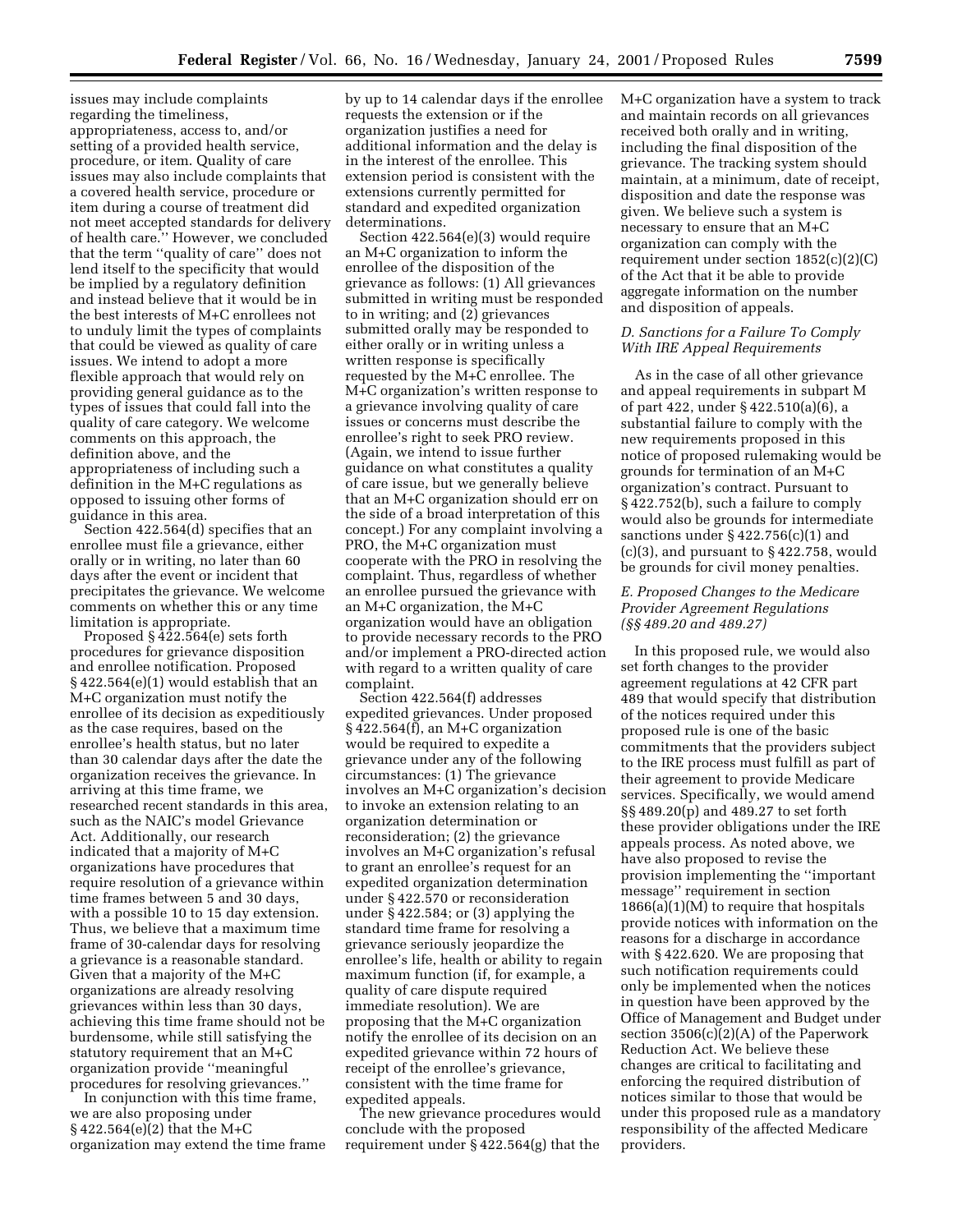issues may include complaints regarding the timeliness, appropriateness, access to, and/or setting of a provided health service, procedure, or item. Quality of care issues may also include complaints that a covered health service, procedure or item during a course of treatment did not meet accepted standards for delivery of health care.'' However, we concluded that the term ''quality of care'' does not lend itself to the specificity that would be implied by a regulatory definition and instead believe that it would be in the best interests of M+C enrollees not to unduly limit the types of complaints that could be viewed as quality of care issues. We intend to adopt a more flexible approach that would rely on providing general guidance as to the types of issues that could fall into the quality of care category. We welcome comments on this approach, the definition above, and the appropriateness of including such a definition in the M+C regulations as opposed to issuing other forms of guidance in this area.

Section 422.564(d) specifies that an enrollee must file a grievance, either orally or in writing, no later than 60 days after the event or incident that precipitates the grievance. We welcome comments on whether this or any time limitation is appropriate.

Proposed § 422.564(e) sets forth procedures for grievance disposition and enrollee notification. Proposed § 422.564(e)(1) would establish that an M+C organization must notify the enrollee of its decision as expeditiously as the case requires, based on the enrollee's health status, but no later than 30 calendar days after the date the organization receives the grievance. In arriving at this time frame, we researched recent standards in this area, such as the NAIC's model Grievance Act. Additionally, our research indicated that a majority of M+C organizations have procedures that require resolution of a grievance within time frames between 5 and 30 days, with a possible 10 to 15 day extension. Thus, we believe that a maximum time frame of 30-calendar days for resolving a grievance is a reasonable standard. Given that a majority of the M+C organizations are already resolving grievances within less than 30 days, achieving this time frame should not be burdensome, while still satisfying the statutory requirement that an M+C organization provide ''meaningful procedures for resolving grievances.''

In conjunction with this time frame, we are also proposing under § 422.564(e)(2) that the M+C organization may extend the time frame by up to 14 calendar days if the enrollee requests the extension or if the organization justifies a need for additional information and the delay is in the interest of the enrollee. This extension period is consistent with the extensions currently permitted for standard and expedited organization determinations.

Section 422.564(e)(3) would require an M+C organization to inform the enrollee of the disposition of the grievance as follows: (1) All grievances submitted in writing must be responded to in writing; and (2) grievances submitted orally may be responded to either orally or in writing unless a written response is specifically requested by the M+C enrollee. The M+C organization's written response to a grievance involving quality of care issues or concerns must describe the enrollee's right to seek PRO review. (Again, we intend to issue further guidance on what constitutes a quality of care issue, but we generally believe that an M+C organization should err on the side of a broad interpretation of this concept.) For any complaint involving a PRO, the M+C organization must cooperate with the PRO in resolving the complaint. Thus, regardless of whether an enrollee pursued the grievance with an M+C organization, the M+C organization would have an obligation to provide necessary records to the PRO and/or implement a PRO-directed action with regard to a written quality of care complaint.

Section 422.564(f) addresses expedited grievances. Under proposed § 422.564(f), an M+C organization would be required to expedite a grievance under any of the following circumstances: (1) The grievance involves an M+C organization's decision to invoke an extension relating to an organization determination or reconsideration; (2) the grievance involves an M+C organization's refusal to grant an enrollee's request for an expedited organization determination under § 422.570 or reconsideration under § 422.584; or (3) applying the standard time frame for resolving a grievance seriously jeopardize the enrollee's life, health or ability to regain maximum function (if, for example, a quality of care dispute required immediate resolution). We are proposing that the M+C organization notify the enrollee of its decision on an expedited grievance within 72 hours of receipt of the enrollee's grievance, consistent with the time frame for expedited appeals.

The new grievance procedures would conclude with the proposed requirement under § 422.564(g) that the M+C organization have a system to track and maintain records on all grievances received both orally and in writing, including the final disposition of the grievance. The tracking system should maintain, at a minimum, date of receipt, disposition and date the response was given. We believe such a system is necessary to ensure that an M+C organization can comply with the requirement under section 1852(c)(2)(C) of the Act that it be able to provide aggregate information on the number and disposition of appeals.

### *D. Sanctions for a Failure To Comply With IRE Appeal Requirements*

As in the case of all other grievance and appeal requirements in subpart M of part 422, under § 422.510(a)(6), a substantial failure to comply with the new requirements proposed in this notice of proposed rulemaking would be grounds for termination of an M+C organization's contract. Pursuant to § 422.752(b), such a failure to comply would also be grounds for intermediate sanctions under § 422.756(c)(1) and (c)(3), and pursuant to § 422.758, would be grounds for civil money penalties.

### *E. Proposed Changes to the Medicare Provider Agreement Regulations (§§ 489.20 and 489.27)*

In this proposed rule, we would also set forth changes to the provider agreement regulations at 42 CFR part 489 that would specify that distribution of the notices required under this proposed rule is one of the basic commitments that the providers subject to the IRE process must fulfill as part of their agreement to provide Medicare services. Specifically, we would amend §§ 489.20(p) and 489.27 to set forth these provider obligations under the IRE appeals process. As noted above, we have also proposed to revise the provision implementing the ''important message'' requirement in section 1866(a)(1)(M) to require that hospitals provide notices with information on the reasons for a discharge in accordance with § 422.620. We are proposing that such notification requirements could only be implemented when the notices in question have been approved by the Office of Management and Budget under section 3506(c)(2)(A) of the Paperwork Reduction Act. We believe these changes are critical to facilitating and enforcing the required distribution of notices similar to those that would be under this proposed rule as a mandatory responsibility of the affected Medicare providers.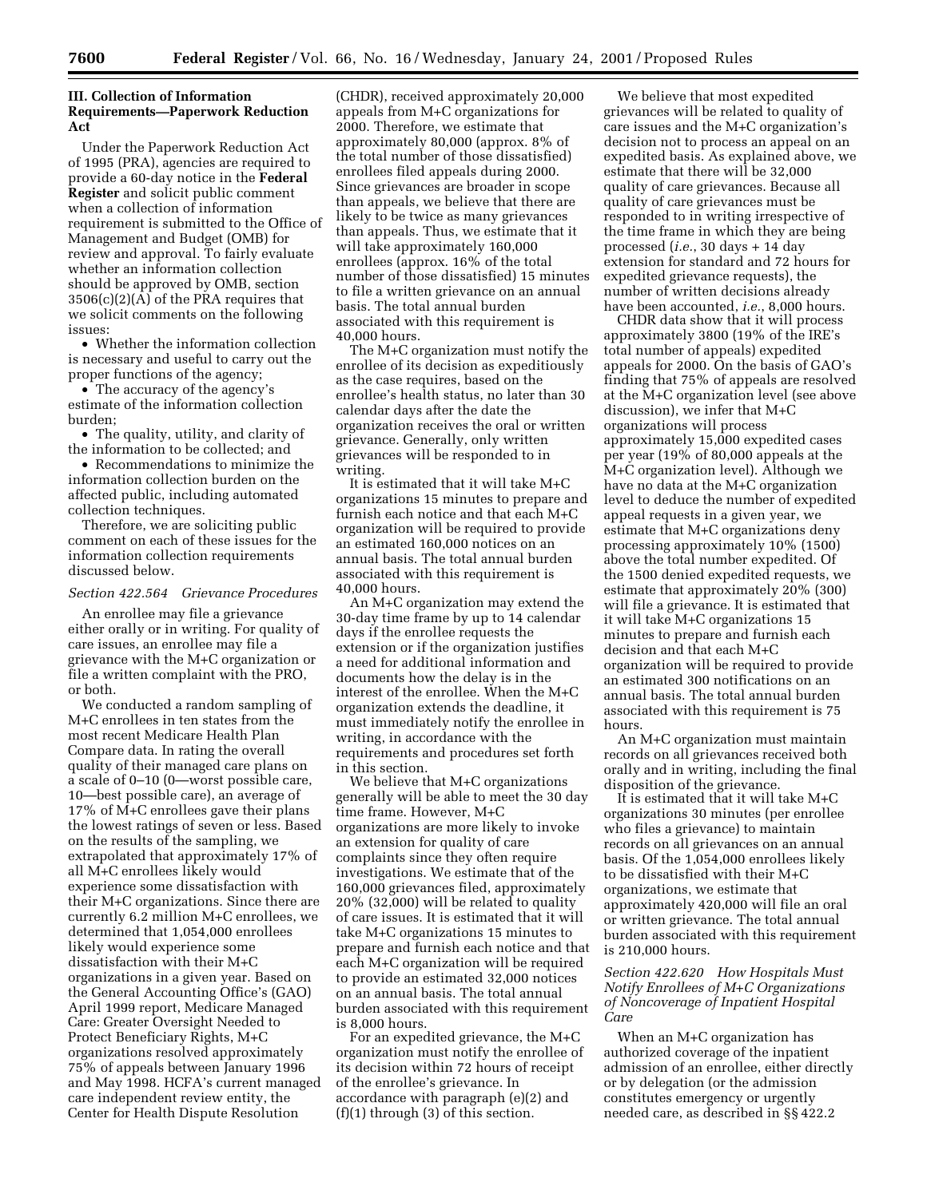### III. Collection of Information Requirements—Paperwork Reduction Act

Under the Paperwork Reduction Act of 1995 (PRA), agencies are required to provide a 60-day notice in the **Federal Register** and solicit public comment when a collection of information requirement is submitted to the Office of Management and Budget (OMB) for review and approval. To fairly evaluate whether an information collection should be approved by OMB, section 3506(c)(2)(A) of the PRA requires that we solicit comments on the following issues:

- Whether the information collection is necessary and useful to carry out the proper functions of the agency;
- The accuracy of the agency's estimate of the information collection burden;
- The quality, utility, and clarity of the information to be collected; and
- Recommendations to minimize the information collection burden on the affected public, including automated collection techniques.

Therefore, we are soliciting public comment on each of these issues for the information collection requirements discussed below.

*Section 422.564 Grievance Procedures*

An enrollee may file a grievance either orally or in writing. For quality of care issues, an enrollee may file a grievance with the M+C organization or file a written complaint with the PRO, or both.

We conducted a random sampling of M+C enrollees in ten states from the most recent Medicare Health Plan Compare data. In rating the overall quality of their managed care plans on a scale of 0–10 (0—worst possible care, 10—best possible care), an average of 17% of M+C enrollees gave their plans the lowest ratings of seven or less. Based on the results of the sampling, we extrapolated that approximately 17% of all M+C enrollees likely would experience some dissatisfaction with their M+C organizations. Since there are currently 6.2 million M+C enrollees, we determined that 1,054,000 enrollees likely would experience some dissatisfaction with their M+C organizations in a given year. Based on the General Accounting Office's (GAO) April 1999 report, Medicare Managed Care: Greater Oversight Needed to Protect Beneficiary Rights, M+C organizations resolved approximately 75% of appeals between January 1996 and May 1998. HCFA's current managed care independent review entity, the Center for Health Dispute Resolution (CHDR), received approximately 20,000 appeals from M+C organizations for 2000. Therefore, we estimate that approximately 80,000 (approx. 8% of the total number of those dissatisfied) enrollees filed appeals during 2000. Since grievances are broader in scope than appeals, we believe that there are likely to be twice as many grievances than appeals. Thus, we estimate that it will take approximately 160,000 enrollees (approx. 16% of the total number of those dissatisfied) 15 minutes to file a written grievance on an annual basis. The total annual burden associated with this requirement is 40,000 hours.

The M+C organization must notify the enrollee of its decision as expeditiously as the case requires, based on the enrollee's health status, no later than 30 calendar days after the date the organization receives the oral or written grievance. Generally, only written grievances will be responded to in writing.

It is estimated that it will take M+C organizations 15 minutes to prepare and furnish each notice and that each M+C organization will be required to provide an estimated 160,000 notices on an annual basis. The total annual burden associated with this requirement is 40,000 hours.

An M+C organization may extend the 30-day time frame by up to 14 calendar days if the enrollee requests the extension or if the organization justifies a need for additional information and documents how the delay is in the interest of the enrollee. When the M+C organization extends the deadline, it must immediately notify the enrollee in writing, in accordance with the requirements and procedures set forth in this section.

We believe that M+C organizations generally will be able to meet the 30 day time frame. However, M+C organizations are more likely to invoke an extension for quality of care complaints since they often require investigations. We estimate that of the 160,000 grievances filed, approximately 20% (32,000) will be related to quality of care issues. It is estimated that it will take M+C organizations 15 minutes to prepare and furnish each notice and that each M+C organization will be required to provide an estimated 32,000 notices on an annual basis. The total annual burden associated with this requirement is 8,000 hours.

For an expedited grievance, the M+C organization must notify the enrollee of its decision within 72 hours of receipt of the enrollee's grievance. In accordance with paragraph (e)(2) and (f)(1) through (3) of this section.

We believe that most expedited grievances will be related to quality of care issues and the M+C organization's decision not to process an appeal on an expedited basis. As explained above, we estimate that there will be 32,000 quality of care grievances. Because all quality of care grievances must be responded to in writing irrespective of the time frame in which they are being processed (*i.e.*, 30 days + 14 day extension for standard and 72 hours for expedited grievance requests), the number of written decisions already have been accounted, *i.e.*, 8,000 hours.

CHDR data show that it will process approximately 3800 (19% of the IRE's total number of appeals) expedited appeals for 2000. On the basis of GAO's finding that 75% of appeals are resolved at the M+C organization level (see above discussion), we infer that M+C organizations will process approximately 15,000 expedited cases per year (19% of 80,000 appeals at the M+C organization level). Although we have no data at the M+C organization level to deduce the number of expedited appeal requests in a given year, we estimate that M+C organizations deny processing approximately 10% (1500) above the total number expedited. Of the 1500 denied expedited requests, we estimate that approximately 20% (300) will file a grievance. It is estimated that it will take M+C organizations 15 minutes to prepare and furnish each decision and that each M+C organization will be required to provide an estimated 300 notifications on an annual basis. The total annual burden associated with this requirement is 75 hours.

An M+C organization must maintain records on all grievances received both orally and in writing, including the final disposition of the grievance.

It is estimated that it will take M+C organizations 30 minutes (per enrollee who files a grievance) to maintain records on all grievances on an annual basis. Of the 1,054,000 enrollees likely to be dissatisfied with their M+C organizations, we estimate that approximately 420,000 will file an oral or written grievance. The total annual burden associated with this requirement is 210,000 hours.

*Section 422.620 How Hospitals Must Notify Enrollees of M+C Organizations of Noncoverage of Inpatient Hospital Care*

When an M+C organization has authorized coverage of the inpatient admission of an enrollee, either directly or by delegation (or the admission constitutes emergency or urgently needed care, as described in §§ 422.2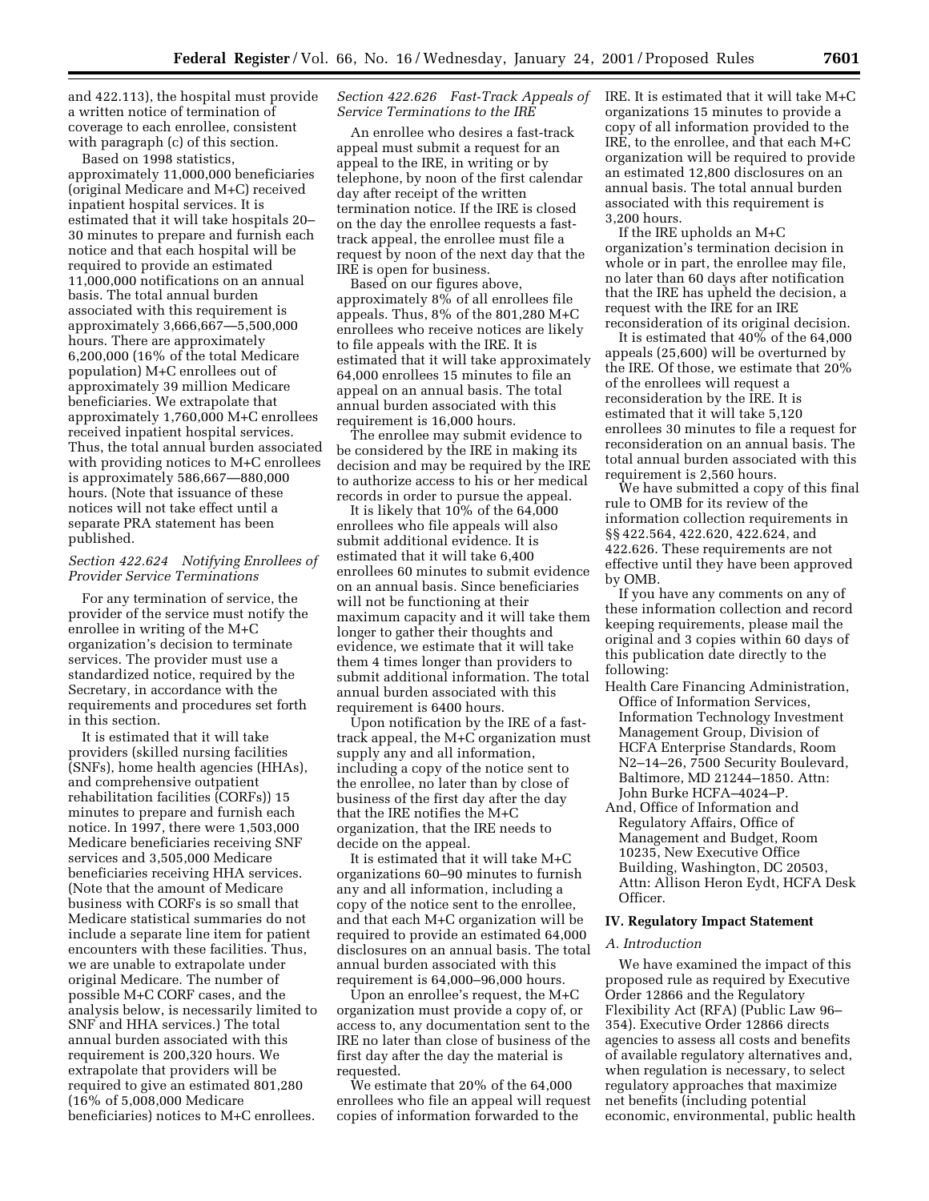and 422.113), the hospital must provide a written notice of termination of coverage to each enrollee, consistent with paragraph (c) of this section.

Based on 1998 statistics, approximately 11,000,000 beneficiaries (original Medicare and M+C) received inpatient hospital services. It is estimated that it will take hospitals 20–30 minutes to prepare and furnish each notice and that each hospital will be required to provide an estimated 11,000,000 notifications on an annual basis. The total annual burden associated with this requirement is approximately 3,666,667—5,500,000 hours. There are approximately 6,200,000 (16% of the total Medicare population) M+C enrollees out of approximately 39 million Medicare beneficiaries. We extrapolate that approximately 1,760,000 M+C enrollees received inpatient hospital services. Thus, the total annual burden associated with providing notices to M+C enrollees is approximately 586,667—880,000 hours. (Note that issuance of these notices will not take effect until a separate PRA statement has been published.

*Section 422.624 Notifying Enrollees of Provider Service Terminations*

For any termination of service, the provider of the service must notify the enrollee in writing of the M+C organization's decision to terminate services. The provider must use a standardized notice, required by the Secretary, in accordance with the requirements and procedures set forth in this section.

It is estimated that it will take providers (skilled nursing facilities (SNFs), home health agencies (HHAs), and comprehensive outpatient rehabilitation facilities (CORFs)) 15 minutes to prepare and furnish each notice. In 1997, there were 1,503,000 Medicare beneficiaries receiving SNF services and 3,505,000 Medicare beneficiaries receiving HHA services. (Note that the amount of Medicare business with CORFs is so small that Medicare statistical summaries do not include a separate line item for patient encounters with these facilities. Thus, we are unable to extrapolate under original Medicare. The number of possible M+C CORF cases, and the analysis below, is necessarily limited to SNF and HHA services.) The total annual burden associated with this requirement is 200,320 hours. We extrapolate that providers will be required to give an estimated 801,280 (16% of 5,008,000 Medicare beneficiaries) notices to M+C enrollees.

*Section 422.626 Fast-Track Appeals of Service Terminations to the IRE*

An enrollee who desires a fast-track appeal must submit a request for an appeal to the IRE, in writing or by telephone, by noon of the first calendar day after receipt of the written termination notice. If the IRE is closed on the day the enrollee requests a fast-track appeal, the enrollee must file a request by noon of the next day that the IRE is open for business.

Based on our figures above, approximately 8% of all enrollees file appeals. Thus, 8% of the 801,280 M+C enrollees who receive notices are likely to file appeals with the IRE. It is estimated that it will take approximately 64,000 enrollees 15 minutes to file an appeal on an annual basis. The total annual burden associated with this requirement is 16,000 hours.

The enrollee may submit evidence to be considered by the IRE in making its decision and may be required by the IRE to authorize access to his or her medical records in order to pursue the appeal.

It is likely that 10% of the 64,000 enrollees who file appeals will also submit additional evidence. It is estimated that it will take 6,400 enrollees 60 minutes to submit evidence on an annual basis. Since beneficiaries will not be functioning at their maximum capacity and it will take them longer to gather their thoughts and evidence, we estimate that it will take them 4 times longer than providers to submit additional information. The total annual burden associated with this requirement is 6400 hours.

Upon notification by the IRE of a fast-track appeal, the M+C organization must supply any and all information, including a copy of the notice sent to the enrollee, no later than by close of business of the first day after the day that the IRE notifies the M+C organization, that the IRE needs to decide on the appeal.

It is estimated that it will take M+C organizations 60–90 minutes to furnish any and all information, including a copy of the notice sent to the enrollee, and that each M+C organization will be required to provide an estimated 64,000 disclosures on an annual basis. The total annual burden associated with this requirement is 64,000–96,000 hours.

Upon an enrollee's request, the M+C organization must provide a copy of, or access to, any documentation sent to the IRE no later than close of business of the first day after the day the material is requested.

We estimate that 20% of the 64,000 enrollees who file an appeal will request copies of information forwarded to the IRE. It is estimated that it will take M+C organizations 15 minutes to provide a copy of all information provided to the IRE, to the enrollee, and that each M+C organization will be required to provide an estimated 12,800 disclosures on an annual basis. The total annual burden associated with this requirement is 3,200 hours.

If the IRE upholds an M+C organization's termination decision in whole or in part, the enrollee may file, no later than 60 days after notification that the IRE has upheld the decision, a request with the IRE for an IRE reconsideration of its original decision.

It is estimated that 40% of the 64,000 appeals (25,600) will be overturned by the IRE. Of those, we estimate that 20% of the enrollees will request a reconsideration by the IRE. It is estimated that it will take 5,120 enrollees 30 minutes to file a request for reconsideration on an annual basis. The total annual burden associated with this requirement is 2,560 hours.

We have submitted a copy of this final rule to OMB for its review of the information collection requirements in §§ 422.564, 422.620, 422.624, and 422.626. These requirements are not effective until they have been approved by OMB.

If you have any comments on any of these information collection and record keeping requirements, please mail the original and 3 copies within 60 days of this publication date directly to the following:

Health Care Financing Administration, Office of Information Services, Information Technology Investment Management Group, Division of HCFA Enterprise Standards, Room N2–14–26, 7500 Security Boulevard, Baltimore, MD 21244–1850. Attn: John Burke HCFA–4024–P.

And, Office of Information and Regulatory Affairs, Office of Management and Budget, Room 10235, New Executive Office Building, Washington, DC 20503, Attn: Allison Heron Eydt, HCFA Desk Officer.

## IV. Regulatory Impact Statement

*A. Introduction*

We have examined the impact of this proposed rule as required by Executive Order 12866 and the Regulatory Flexibility Act (RFA) (Public Law 96–354). Executive Order 12866 directs agencies to assess all costs and benefits of available regulatory alternatives and, when regulation is necessary, to select regulatory approaches that maximize net benefits (including potential economic, environmental, public health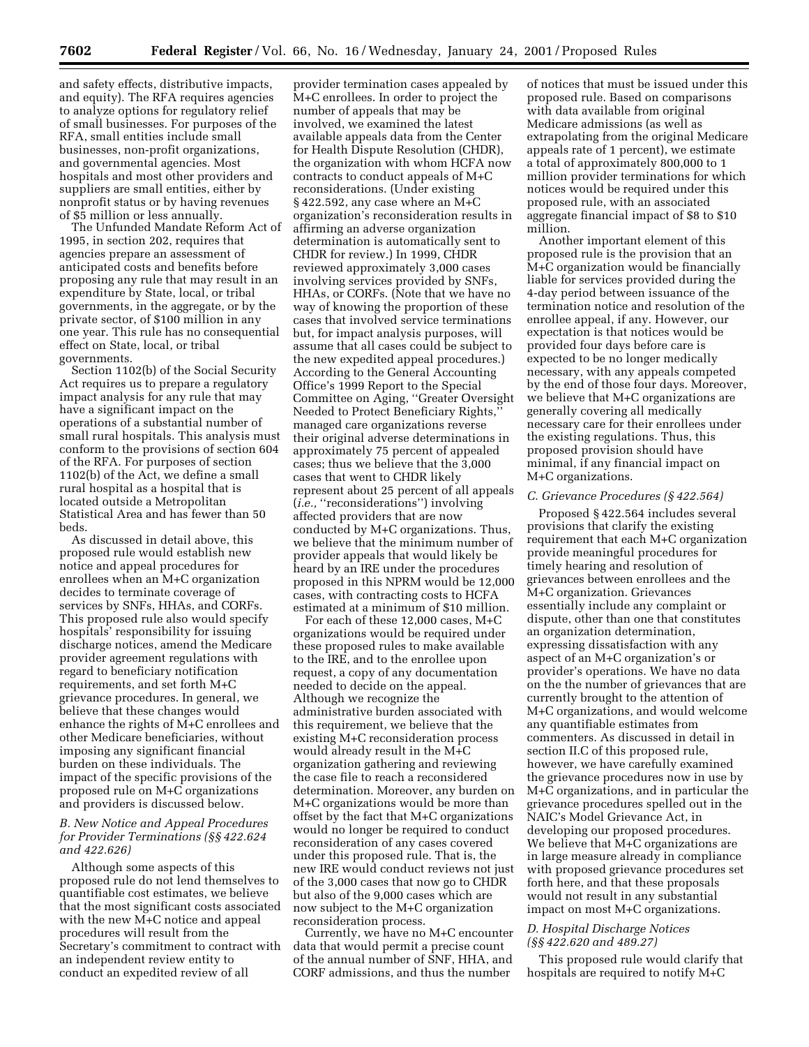and safety effects, distributive impacts, and equity). The RFA requires agencies to analyze options for regulatory relief of small businesses. For purposes of the RFA, small entities include small businesses, non-profit organizations, and governmental agencies. Most hospitals and most other providers and suppliers are small entities, either by nonprofit status or by having revenues of $5 million or less annually.

The Unfunded Mandate Reform Act of 1995, in section 202, requires that agencies prepare an assessment of anticipated costs and benefits before proposing any rule that may result in an expenditure by State, local, or tribal governments, in the aggregate, or by the private sector, of $100 million in any one year. This rule has no consequential effect on State, local, or tribal governments.

Section 1102(b) of the Social Security Act requires us to prepare a regulatory impact analysis for any rule that may have a significant impact on the operations of a substantial number of small rural hospitals. This analysis must conform to the provisions of section 604 of the RFA. For purposes of section 1102(b) of the Act, we define a small rural hospital as a hospital that is located outside a Metropolitan Statistical Area and has fewer than 50 beds.

As discussed in detail above, this proposed rule would establish new notice and appeal procedures for enrollees when an M+C organization decides to terminate coverage of services by SNFs, HHAs, and CORFs. This proposed rule also would specify hospitals' responsibility for issuing discharge notices, amend the Medicare provider agreement regulations with regard to beneficiary notification requirements, and set forth M+C grievance procedures. In general, we believe that these changes would enhance the rights of M+C enrollees and other Medicare beneficiaries, without imposing any significant financial burden on these individuals. The impact of the specific provisions of the proposed rule on M+C organizations and providers is discussed below.

### *B. New Notice and Appeal Procedures for Provider Terminations (§§ 422.624 and 422.626)*

Although some aspects of this proposed rule do not lend themselves to quantifiable cost estimates, we believe that the most significant costs associated with the new M+C notice and appeal procedures will result from the Secretary's commitment to contract with an independent review entity to conduct an expedited review of all provider termination cases appealed by M+C enrollees. In order to project the number of appeals that may be involved, we examined the latest available appeals data from the Center for Health Dispute Resolution (CHDR), the organization with whom HCFA now contracts to conduct appeals of M+C reconsiderations. (Under existing § 422.592, any case where an M+C organization's reconsideration results in affirming an adverse organization determination is automatically sent to CHDR for review.) In 1999, CHDR reviewed approximately 3,000 cases involving services provided by SNFs, HHAs, or CORFs. (Note that we have no way of knowing the proportion of these cases that involved service terminations but, for impact analysis purposes, will assume that all cases could be subject to the new expedited appeal procedures.) According to the General Accounting Office's 1999 Report to the Special Committee on Aging, ''Greater Oversight Needed to Protect Beneficiary Rights,'' managed care organizations reverse their original adverse determinations in approximately 75 percent of appealed cases; thus we believe that the 3,000 cases that went to CHDR likely represent about 25 percent of all appeals (*i.e.,* ''reconsiderations'') involving affected providers that are now conducted by M+C organizations. Thus, we believe that the minimum number of provider appeals that would likely be heard by an IRE under the procedures proposed in this NPRM would be 12,000 cases, with contracting costs to HCFA estimated at a minimum of $10 million.

For each of these 12,000 cases, M+C organizations would be required under these proposed rules to make available to the IRE, and to the enrollee upon request, a copy of any documentation needed to decide on the appeal. Although we recognize the administrative burden associated with this requirement, we believe that the existing M+C reconsideration process would already result in the M+C organization gathering and reviewing the case file to reach a reconsidered determination. Moreover, any burden on M+C organizations would be more than offset by the fact that M+C organizations would no longer be required to conduct reconsideration of any cases covered under this proposed rule. That is, the new IRE would conduct reviews not just of the 3,000 cases that now go to CHDR but also of the 9,000 cases which are now subject to the M+C organization reconsideration process.

Currently, we have no M+C encounter data that would permit a precise count of the annual number of SNF, HHA, and CORF admissions, and thus the number of notices that must be issued under this proposed rule. Based on comparisons with data available from original Medicare admissions (as well as extrapolating from the original Medicare appeals rate of 1 percent), we estimate a total of approximately 800,000 to 1 million provider terminations for which notices would be required under this proposed rule, with an associated aggregate financial impact of $8 to $10 million.

Another important element of this proposed rule is the provision that an M+C organization would be financially liable for services provided during the 4-day period between issuance of the termination notice and resolution of the enrollee appeal, if any. However, our expectation is that notices would be provided four days before care is expected to be no longer medically necessary, with any appeals competed by the end of those four days. Moreover, we believe that M+C organizations are generally covering all medically necessary care for their enrollees under the existing regulations. Thus, this proposed provision should have minimal, if any financial impact on M+C organizations.

### *C. Grievance Procedures (§ 422.564)*

Proposed § 422.564 includes several provisions that clarify the existing requirement that each M+C organization provide meaningful procedures for timely hearing and resolution of grievances between enrollees and the M+C organization. Grievances essentially include any complaint or dispute, other than one that constitutes an organization determination, expressing dissatisfaction with any aspect of an M+C organization's or provider's operations. We have no data on the the number of grievances that are currently brought to the attention of M+C organizations, and would welcome any quantifiable estimates from commenters. As discussed in detail in section II.C of this proposed rule, however, we have carefully examined the grievance procedures now in use by M+C organizations, and in particular the grievance procedures spelled out in the NAIC's Model Grievance Act, in developing our proposed procedures. We believe that M+C organizations are in large measure already in compliance with proposed grievance procedures set forth here, and that these proposals would not result in any substantial impact on most M+C organizations.

### *D. Hospital Discharge Notices (§§ 422.620 and 489.27)*

This proposed rule would clarify that hospitals are required to notify M+C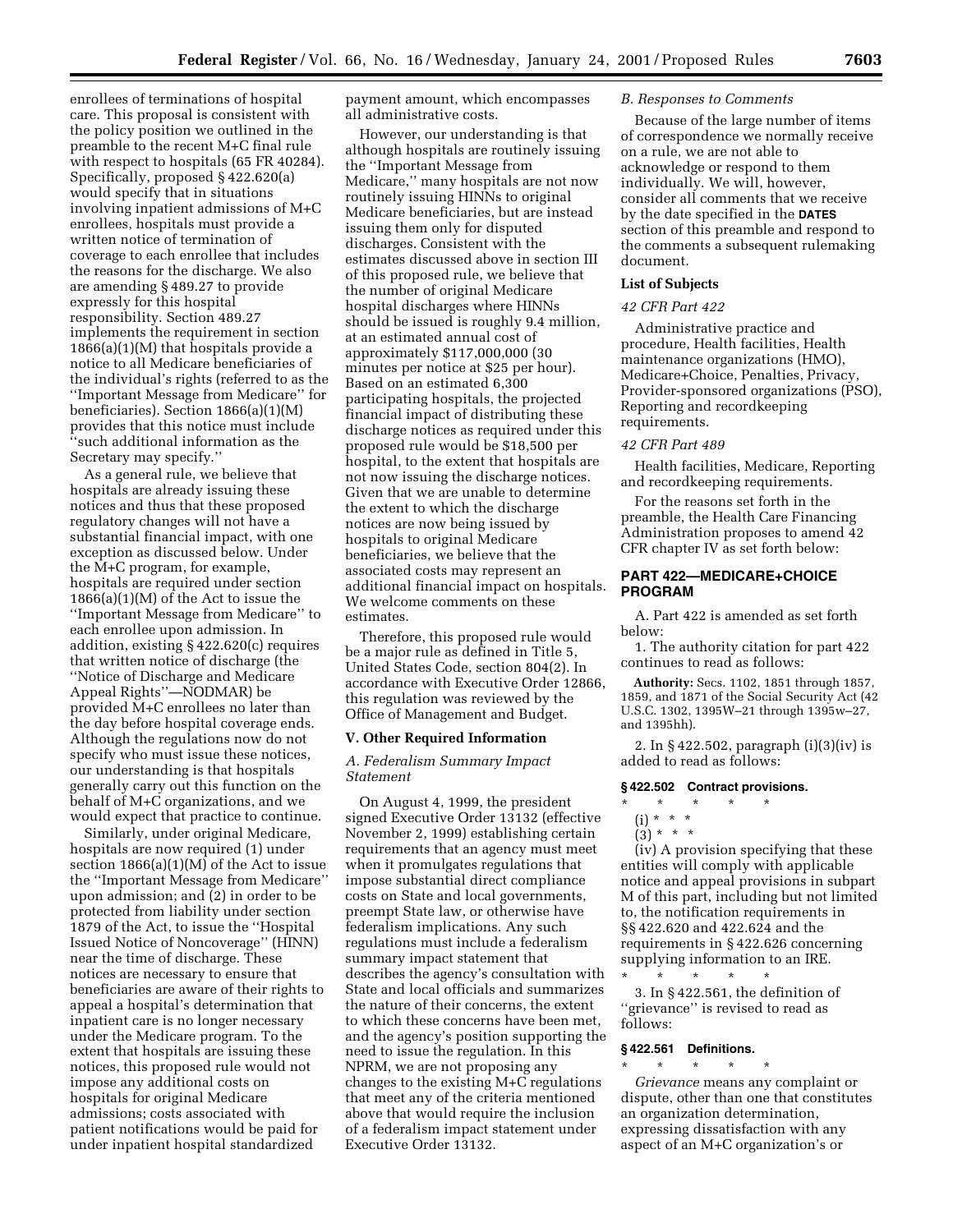enrollees of terminations of hospital care. This proposal is consistent with the policy position we outlined in the preamble to the recent M+C final rule with respect to hospitals (65 FR 40284). Specifically, proposed § 422.620(a) would specify that in situations involving inpatient admissions of M+C enrollees, hospitals must provide a written notice of termination of coverage to each enrollee that includes the reasons for the discharge. We also are amending § 489.27 to provide expressly for this hospital responsibility. Section 489.27 implements the requirement in section 1866(a)(1)(M) that hospitals provide a notice to all Medicare beneficiaries of the individual's rights (referred to as the ''Important Message from Medicare'' for beneficiaries). Section 1866(a)(1)(M) provides that this notice must include ''such additional information as the Secretary may specify.''

As a general rule, we believe that hospitals are already issuing these notices and thus that these proposed regulatory changes will not have a substantial financial impact, with one exception as discussed below. Under the M+C program, for example, hospitals are required under section 1866(a)(1)(M) of the Act to issue the ''Important Message from Medicare'' to each enrollee upon admission. In addition, existing § 422.620(c) requires that written notice of discharge (the ''Notice of Discharge and Medicare Appeal Rights''—NODMAR) be provided M+C enrollees no later than the day before hospital coverage ends. Although the regulations now do not specify who must issue these notices, our understanding is that hospitals generally carry out this function on the behalf of M+C organizations, and we would expect that practice to continue.

Similarly, under original Medicare, hospitals are now required (1) under section 1866(a)(1)(M) of the Act to issue the ''Important Message from Medicare'' upon admission; and (2) in order to be protected from liability under section 1879 of the Act, to issue the ''Hospital Issued Notice of Noncoverage'' (HINN) near the time of discharge. These notices are necessary to ensure that beneficiaries are aware of their rights to appeal a hospital's determination that inpatient care is no longer necessary under the Medicare program. To the extent that hospitals are issuing these notices, this proposed rule would not impose any additional costs on hospitals for original Medicare admissions; costs associated with patient notifications would be paid for under inpatient hospital standardized payment amount, which encompasses all administrative costs.

However, our understanding is that although hospitals are routinely issuing the ''Important Message from Medicare,'' many hospitals are not now routinely issuing HINNs to original Medicare beneficiaries, but are instead issuing them only for disputed discharges. Consistent with the estimates discussed above in section III of this proposed rule, we believe that the number of original Medicare hospital discharges where HINNs should be issued is roughly 9.4 million, at an estimated annual cost of approximately $117,000,000 (30 minutes per notice at $25 per hour). Based on an estimated 6,300 participating hospitals, the projected financial impact of distributing these discharge notices as required under this proposed rule would be $18,500 per hospital, to the extent that hospitals are not now issuing the discharge notices. Given that we are unable to determine the extent to which the discharge notices are now being issued by hospitals to original Medicare beneficiaries, we believe that the associated costs may represent an additional financial impact on hospitals. We welcome comments on these estimates.

Therefore, this proposed rule would be a major rule as defined in Title 5, United States Code, section 804(2). In accordance with Executive Order 12866, this regulation was reviewed by the Office of Management and Budget.

## V. Other Required Information

### *A. Federalism Summary Impact Statement*

On August 4, 1999, the president signed Executive Order 13132 (effective November 2, 1999) establishing certain requirements that an agency must meet when it promulgates regulations that impose substantial direct compliance costs on State and local governments, preempt State law, or otherwise have federalism implications. Any such regulations must include a federalism summary impact statement that describes the agency's consultation with State and local officials and summarizes the nature of their concerns, the extent to which these concerns have been met, and the agency's position supporting the need to issue the regulation. In this NPRM, we are not proposing any changes to the existing M+C regulations that meet any of the criteria mentioned above that would require the inclusion of a federalism impact statement under Executive Order 13132.

### *B. Responses to Comments*

Because of the large number of items of correspondence we normally receive on a rule, we are not able to acknowledge or respond to them individually. We will, however, consider all comments that we receive by the date specified in the **DATES** section of this preamble and respond to the comments a subsequent rulemaking document.

### List of Subjects

*42 CFR Part 422*

Administrative practice and procedure, Health facilities, Health maintenance organizations (HMO), Medicare+Choice, Penalties, Privacy, Provider-sponsored organizations (PSO), Reporting and recordkeeping requirements.

*42 CFR Part 489*

Health facilities, Medicare, Reporting and recordkeeping requirements.

For the reasons set forth in the preamble, the Health Care Financing Administration proposes to amend 42 CFR chapter IV as set forth below:

## PART 422—MEDICARE+CHOICE PROGRAM

A. Part 422 is amended as set forth below:

1. The authority citation for part 422 continues to read as follows:

**Authority:** Secs. 1102, 1851 through 1857, 1859, and 1871 of the Social Security Act (42 U.S.C. 1302, 1395W–21 through 1395w–27, and 1395hh).

2. In § 422.502, paragraph (i)(3)(iv) is added to read as follows:

### § 422.502 Contract provisions.

\* \* \* \* \*

(i) \* \* \*

(3) \* \* \*

(iv) A provision specifying that these entities will comply with applicable notice and appeal provisions in subpart M of this part, including but not limited to, the notification requirements in §§ 422.620 and 422.624 and the requirements in § 422.626 concerning supplying information to an IRE.

\* \* \* \* \*

3. In § 422.561, the definition of ''grievance'' is revised to read as follows:

### § 422.561 Definitions.

\* \* \* \* \*

*Grievance* means any complaint or dispute, other than one that constitutes an organization determination, expressing dissatisfaction with any aspect of an M+C organization's or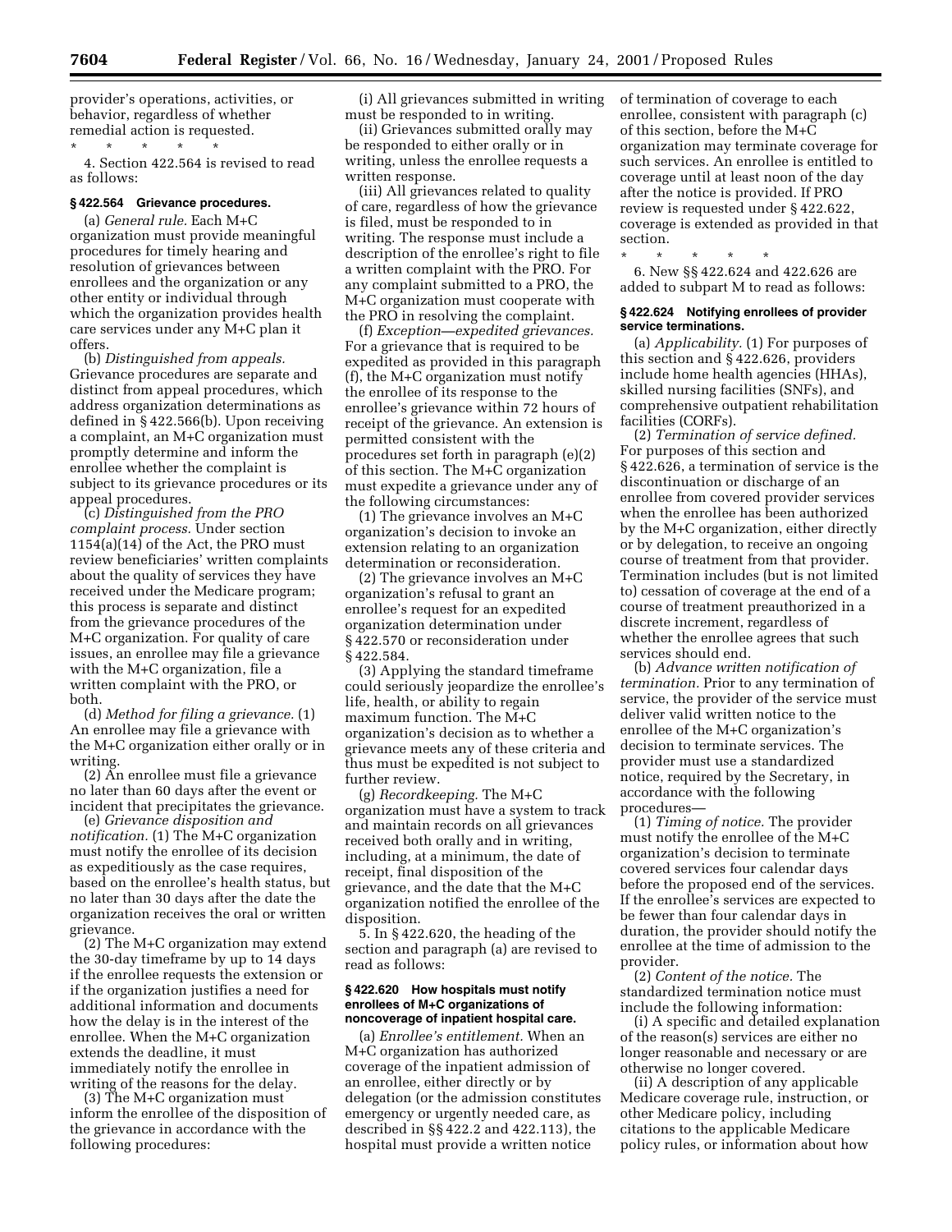provider's operations, activities, or behavior, regardless of whether remedial action is requested.

\* \* \* \* \*

4. Section 422.564 is revised to read as follows:

### § 422.564 Grievance procedures.

(a) *General rule.* Each M+C organization must provide meaningful procedures for timely hearing and resolution of grievances between enrollees and the organization or any other entity or individual through which the organization provides health care services under any M+C plan it offers.

(b) *Distinguished from appeals.* Grievance procedures are separate and distinct from appeal procedures, which address organization determinations as defined in § 422.566(b). Upon receiving a complaint, an M+C organization must promptly determine and inform the enrollee whether the complaint is subject to its grievance procedures or its appeal procedures.

(c) *Distinguished from the PRO complaint process.* Under section 1154(a)(14) of the Act, the PRO must review beneficiaries' written complaints about the quality of services they have received under the Medicare program; this process is separate and distinct from the grievance procedures of the M+C organization. For quality of care issues, an enrollee may file a grievance with the M+C organization, file a written complaint with the PRO, or both.

(d) *Method for filing a grievance.* (1) An enrollee may file a grievance with the M+C organization either orally or in writing.

(2) An enrollee must file a grievance no later than 60 days after the event or incident that precipitates the grievance.

(e) *Grievance disposition and notification.* (1) The M+C organization must notify the enrollee of its decision as expeditiously as the case requires, based on the enrollee's health status, but no later than 30 days after the date the organization receives the oral or written grievance.

(2) The M+C organization may extend the 30-day timeframe by up to 14 days if the enrollee requests the extension or if the organization justifies a need for additional information and documents how the delay is in the interest of the enrollee. When the M+C organization extends the deadline, it must immediately notify the enrollee in writing of the reasons for the delay.

(3) The M+C organization must inform the enrollee of the disposition of the grievance in accordance with the following procedures:

(i) All grievances submitted in writing must be responded to in writing.

(ii) Grievances submitted orally may be responded to either orally or in writing, unless the enrollee requests a written response.

(iii) All grievances related to quality of care, regardless of how the grievance is filed, must be responded to in writing. The response must include a description of the enrollee's right to file a written complaint with the PRO. For any complaint submitted to a PRO, the M+C organization must cooperate with the PRO in resolving the complaint.

(f) *Exception—expedited grievances.* For a grievance that is required to be expedited as provided in this paragraph (f), the M+C organization must notify the enrollee of its response to the enrollee's grievance within 72 hours of receipt of the grievance. An extension is permitted consistent with the procedures set forth in paragraph (e)(2) of this section. The M+C organization must expedite a grievance under any of the following circumstances:

(1) The grievance involves an M+C organization's decision to invoke an extension relating to an organization determination or reconsideration.

(2) The grievance involves an M+C organization's refusal to grant an enrollee's request for an expedited organization determination under § 422.570 or reconsideration under § 422.584.

(3) Applying the standard timeframe could seriously jeopardize the enrollee's life, health, or ability to regain maximum function. The M+C organization's decision as to whether a grievance meets any of these criteria and thus must be expedited is not subject to further review.

(g) *Recordkeeping.* The M+C organization must have a system to track and maintain records on all grievances received both orally and in writing, including, at a minimum, the date of receipt, final disposition of the grievance, and the date that the M+C organization notified the enrollee of the disposition.

5. In § 422.620, the heading of the section and paragraph (a) are revised to read as follows:

### § 422.620 How hospitals must notify enrollees of M+C organizations of noncoverage of inpatient hospital care.

(a) *Enrollee's entitlement.* When an M+C organization has authorized coverage of the inpatient admission of an enrollee, either directly or by delegation (or the admission constitutes emergency or urgently needed care, as described in §§ 422.2 and 422.113), the hospital must provide a written notice of termination of coverage to each enrollee, consistent with paragraph (c) of this section, before the M+C organization may terminate coverage for such services. An enrollee is entitled to coverage until at least noon of the day after the notice is provided. If PRO review is requested under § 422.622, coverage is extended as provided in that section.

\* \* \* \* \*

6. New §§ 422.624 and 422.626 are added to subpart M to read as follows:

### § 422.624 Notifying enrollees of provider service terminations.

(a) *Applicability.* (1) For purposes of this section and § 422.626, providers include home health agencies (HHAs), skilled nursing facilities (SNFs), and comprehensive outpatient rehabilitation facilities (CORFs).

(2) *Termination of service defined.* For purposes of this section and § 422.626, a termination of service is the discontinuation or discharge of an enrollee from covered provider services when the enrollee has been authorized by the M+C organization, either directly or by delegation, to receive an ongoing course of treatment from that provider. Termination includes (but is not limited to) cessation of coverage at the end of a course of treatment preauthorized in a discrete increment, regardless of whether the enrollee agrees that such services should end.

(b) *Advance written notification of termination.* Prior to any termination of service, the provider of the service must deliver valid written notice to the enrollee of the M+C organization's decision to terminate services. The provider must use a standardized notice, required by the Secretary, in accordance with the following procedures—

(1) *Timing of notice.* The provider must notify the enrollee of the M+C organization's decision to terminate covered services four calendar days before the proposed end of the services. If the enrollee's services are expected to be fewer than four calendar days in duration, the provider should notify the enrollee at the time of admission to the provider.

(2) *Content of the notice.* The standardized termination notice must include the following information:

(i) A specific and detailed explanation of the reason(s) services are either no longer reasonable and necessary or are otherwise no longer covered.

(ii) A description of any applicable Medicare coverage rule, instruction, or other Medicare policy, including citations to the applicable Medicare policy rules, or information about how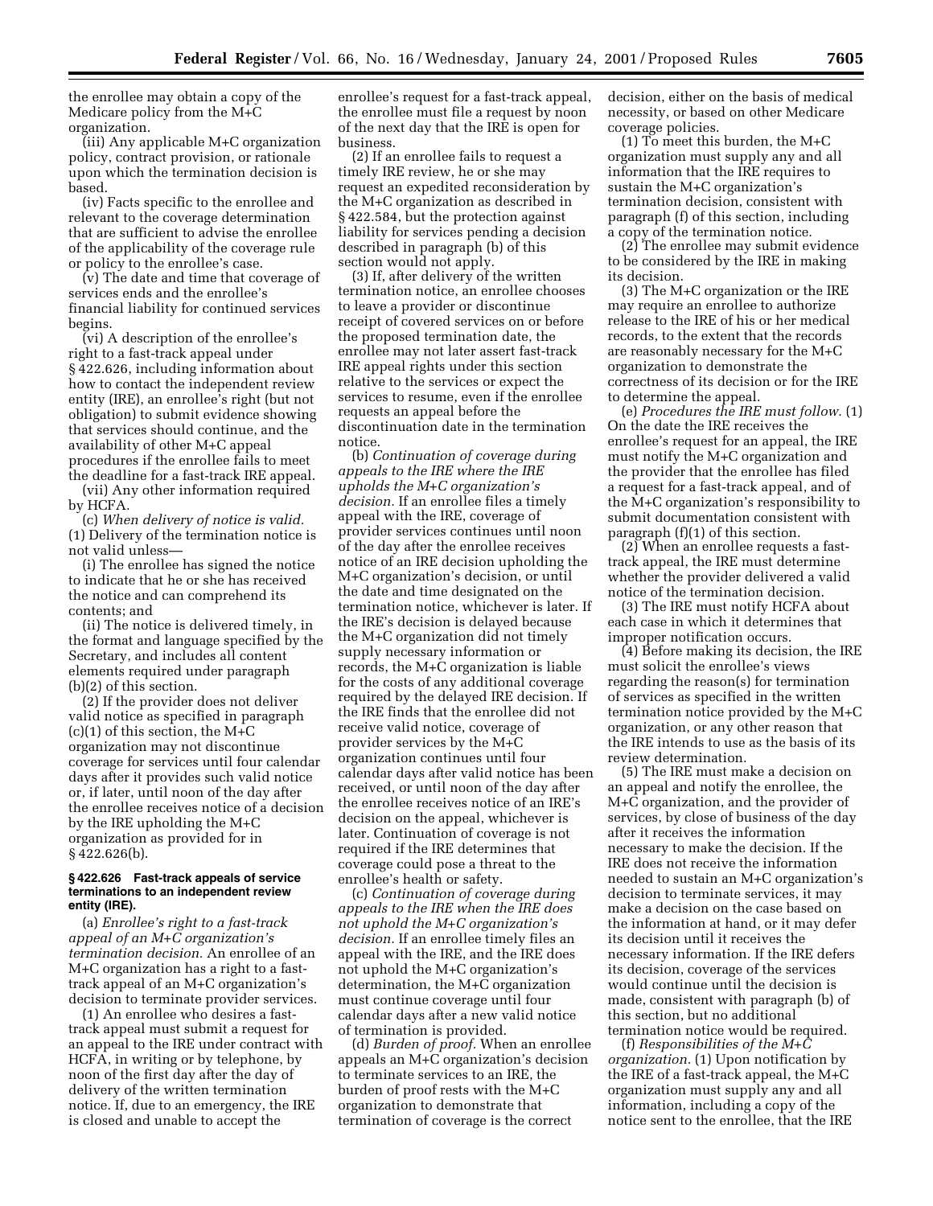the enrollee may obtain a copy of the Medicare policy from the M+C organization.

(iii) Any applicable M+C organization policy, contract provision, or rationale upon which the termination decision is based.

(iv) Facts specific to the enrollee and relevant to the coverage determination that are sufficient to advise the enrollee of the applicability of the coverage rule or policy to the enrollee's case.

(v) The date and time that coverage of services ends and the enrollee's financial liability for continued services begins.

(vi) A description of the enrollee's right to a fast-track appeal under § 422.626, including information about how to contact the independent review entity (IRE), an enrollee's right (but not obligation) to submit evidence showing that services should continue, and the availability of other M+C appeal procedures if the enrollee fails to meet the deadline for a fast-track IRE appeal.

(vii) Any other information required by HCFA.

(c) *When delivery of notice is valid.* (1) Delivery of the termination notice is not valid unless—

(i) The enrollee has signed the notice to indicate that he or she has received the notice and can comprehend its contents; and

(ii) The notice is delivered timely, in the format and language specified by the Secretary, and includes all content elements required under paragraph (b)(2) of this section.

(2) If the provider does not deliver valid notice as specified in paragraph (c)(1) of this section, the M+C organization may not discontinue coverage for services until four calendar days after it provides such valid notice or, if later, until noon of the day after the enrollee receives notice of a decision by the IRE upholding the M+C organization as provided for in § 422.626(b).

**§ 422.626 Fast-track appeals of service terminations to an independent review entity (IRE).**

(a) *Enrollee's right to a fast-track appeal of an M+C organization's termination decision.* An enrollee of an M+C organization has a right to a fast-track appeal of an M+C organization's decision to terminate provider services.

(1) An enrollee who desires a fast-track appeal must submit a request for an appeal to the IRE under contract with HCFA, in writing or by telephone, by noon of the first day after the day of delivery of the written termination notice. If, due to an emergency, the IRE is closed and unable to accept the enrollee's request for a fast-track appeal, the enrollee must file a request by noon of the next day that the IRE is open for business.

(2) If an enrollee fails to request a timely IRE review, he or she may request an expedited reconsideration by the M+C organization as described in § 422.584, but the protection against liability for services pending a decision described in paragraph (b) of this section would not apply.

(3) If, after delivery of the written termination notice, an enrollee chooses to leave a provider or discontinue receipt of covered services on or before the proposed termination date, the enrollee may not later assert fast-track IRE appeal rights under this section relative to the services or expect the services to resume, even if the enrollee requests an appeal before the discontinuation date in the termination notice.

(b) *Continuation of coverage during appeals to the IRE where the IRE upholds the M+C organization's decision.* If an enrollee files a timely appeal with the IRE, coverage of provider services continues until noon of the day after the enrollee receives notice of an IRE decision upholding the M+C organization's decision, or until the date and time designated on the termination notice, whichever is later. If the IRE's decision is delayed because the M+C organization did not timely supply necessary information or records, the M+C organization is liable for the costs of any additional coverage required by the delayed IRE decision. If the IRE finds that the enrollee did not receive valid notice, coverage of provider services by the M+C organization continues until four calendar days after valid notice has been received, or until noon of the day after the enrollee receives notice of an IRE's decision on the appeal, whichever is later. Continuation of coverage is not required if the IRE determines that coverage could pose a threat to the enrollee's health or safety.

(c) *Continuation of coverage during appeals to the IRE when the IRE does not uphold the M+C organization's decision.* If an enrollee timely files an appeal with the IRE, and the IRE does not uphold the M+C organization's determination, the M+C organization must continue coverage until four calendar days after a new valid notice of termination is provided.

(d) *Burden of proof.* When an enrollee appeals an M+C organization's decision to terminate services to an IRE, the burden of proof rests with the M+C organization to demonstrate that termination of coverage is the correct decision, either on the basis of medical necessity, or based on other Medicare coverage policies.

(1) To meet this burden, the M+C organization must supply any and all information that the IRE requires to sustain the M+C organization's termination decision, consistent with paragraph (f) of this section, including a copy of the termination notice.

(2) The enrollee may submit evidence to be considered by the IRE in making its decision.

(3) The M+C organization or the IRE may require an enrollee to authorize release to the IRE of his or her medical records, to the extent that the records are reasonably necessary for the M+C organization to demonstrate the correctness of its decision or for the IRE to determine the appeal.

(e) *Procedures the IRE must follow.* (1) On the date the IRE receives the enrollee's request for an appeal, the IRE must notify the M+C organization and the provider that the enrollee has filed a request for a fast-track appeal, and of the M+C organization's responsibility to submit documentation consistent with paragraph (f)(1) of this section.

(2) When an enrollee requests a fast-track appeal, the IRE must determine whether the provider delivered a valid notice of the termination decision.

(3) The IRE must notify HCFA about each case in which it determines that improper notification occurs.

(4) Before making its decision, the IRE must solicit the enrollee's views regarding the reason(s) for termination of services as specified in the written termination notice provided by the M+C organization, or any other reason that the IRE intends to use as the basis of its review determination.

(5) The IRE must make a decision on an appeal and notify the enrollee, the M+C organization, and the provider of services, by close of business of the day after it receives the information necessary to make the decision. If the IRE does not receive the information needed to sustain an M+C organization's decision to terminate services, it may make a decision on the case based on the information at hand, or it may defer its decision until it receives the necessary information. If the IRE defers its decision, coverage of the services would continue until the decision is made, consistent with paragraph (b) of this section, but no additional termination notice would be required.

(f) *Responsibilities of the M+C organization.* (1) Upon notification by the IRE of a fast-track appeal, the M+C organization must supply any and all information, including a copy of the notice sent to the enrollee, that the IRE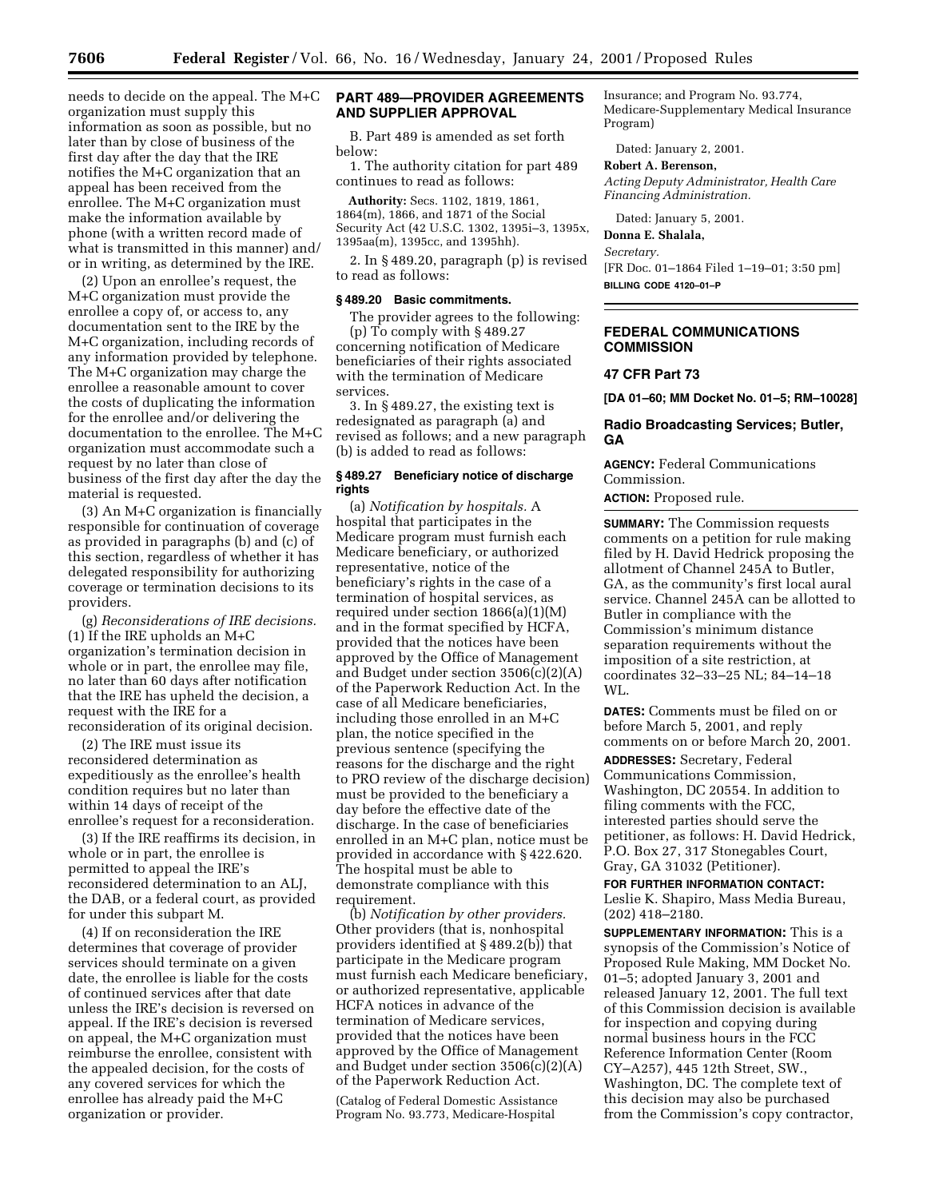needs to decide on the appeal. The M+C organization must supply this information as soon as possible, but no later than by close of business of the first day after the day that the IRE notifies the M+C organization that an appeal has been received from the enrollee. The M+C organization must make the information available by phone (with a written record made of what is transmitted in this manner) and/or in writing, as determined by the IRE.

(2) Upon an enrollee's request, the M+C organization must provide the enrollee a copy of, or access to, any documentation sent to the IRE by the M+C organization, including records of any information provided by telephone. The M+C organization may charge the enrollee a reasonable amount to cover the costs of duplicating the information for the enrollee and/or delivering the documentation to the enrollee. The M+C organization must accommodate such a request by no later than close of business of the first day after the day the material is requested.

(3) An M+C organization is financially responsible for continuation of coverage as provided in paragraphs (b) and (c) of this section, regardless of whether it has delegated responsibility for authorizing coverage or termination decisions to its providers.

(g) *Reconsiderations of IRE decisions.* (1) If the IRE upholds an M+C organization's termination decision in whole or in part, the enrollee may file, no later than 60 days after notification that the IRE has upheld the decision, a request with the IRE for a reconsideration of its original decision.

(2) The IRE must issue its reconsidered determination as expeditiously as the enrollee's health condition requires but no later than within 14 days of receipt of the enrollee's request for a reconsideration.

(3) If the IRE reaffirms its decision, in whole or in part, the enrollee is permitted to appeal the IRE's reconsidered determination to an ALJ, the DAB, or a federal court, as provided for under this subpart M.

(4) If on reconsideration the IRE determines that coverage of provider services should terminate on a given date, the enrollee is liable for the costs of continued services after that date unless the IRE's decision is reversed on appeal. If the IRE's decision is reversed on appeal, the M+C organization must reimburse the enrollee, consistent with the appealed decision, for the costs of any covered services for which the enrollee has already paid the M+C organization or provider.

## PART 489—PROVIDER AGREEMENTS AND SUPPLIER APPROVAL

B. Part 489 is amended as set forth below:

1. The authority citation for part 489 continues to read as follows:

**Authority:** Secs. 1102, 1819, 1861, 1864(m), 1866, and 1871 of the Social Security Act (42 U.S.C. 1302, 1395i–3, 1395x, 1395aa(m), 1395cc, and 1395hh).

2. In § 489.20, paragraph (p) is revised to read as follows:

### § 489.20 Basic commitments.

The provider agrees to the following:

(p) To comply with § 489.27 concerning notification of Medicare beneficiaries of their rights associated with the termination of Medicare services.

3. In § 489.27, the existing text is redesignated as paragraph (a) and revised as follows; and a new paragraph (b) is added to read as follows:

### § 489.27 Beneficiary notice of discharge rights

(a) *Notification by hospitals.* A hospital that participates in the Medicare program must furnish each Medicare beneficiary, or authorized representative, notice of the beneficiary's rights in the case of a termination of hospital services, as required under section 1866(a)(1)(M) and in the format specified by HCFA, provided that the notices have been approved by the Office of Management and Budget under section 3506(c)(2)(A) of the Paperwork Reduction Act. In the case of all Medicare beneficiaries, including those enrolled in an M+C plan, the notice specified in the previous sentence (specifying the reasons for the discharge and the right to PRO review of the discharge decision) must be provided to the beneficiary a day before the effective date of the discharge. In the case of beneficiaries enrolled in an M+C plan, notice must be provided in accordance with § 422.620. The hospital must be able to demonstrate compliance with this requirement.

(b) *Notification by other providers.* Other providers (that is, nonhospital providers identified at § 489.2(b)) that participate in the Medicare program must furnish each Medicare beneficiary, or authorized representative, applicable HCFA notices in advance of the termination of Medicare services, provided that the notices have been approved by the Office of Management and Budget under section 3506(c)(2)(A) of the Paperwork Reduction Act.

(Catalog of Federal Domestic Assistance Program No. 93.773, Medicare-Hospital Insurance; and Program No. 93.774, Medicare-Supplementary Medical Insurance Program)

Dated: January 2, 2001.

**Robert A. Berenson,**

*Acting Deputy Administrator, Health Care Financing Administration.*

Dated: January 5, 2001.

**Donna E. Shalala,**

*Secretary.*

[FR Doc. 01–1864 Filed 1–19–01; 3:50 pm]

**BILLING CODE 4120–01–P**

---

## FEDERAL COMMUNICATIONS COMMISSION

### 47 CFR Part 73

**[DA 01–60; MM Docket No. 01–5; RM–10028]**

## Radio Broadcasting Services; Butler, GA

**AGENCY:** Federal Communications Commission.

**ACTION:** Proposed rule.

**SUMMARY:** The Commission requests comments on a petition for rule making filed by H. David Hedrick proposing the allotment of Channel 245A to Butler, GA, as the community's first local aural service. Channel 245A can be allotted to Butler in compliance with the Commission's minimum distance separation requirements without the imposition of a site restriction, at coordinates 32–33–25 NL; 84–14–18 WL.

**DATES:** Comments must be filed on or before March 5, 2001, and reply comments on or before March 20, 2001.

**ADDRESSES:** Secretary, Federal Communications Commission, Washington, DC 20554. In addition to filing comments with the FCC, interested parties should serve the petitioner, as follows: H. David Hedrick, P.O. Box 27, 317 Stonegables Court, Gray, GA 31032 (Petitioner).

**FOR FURTHER INFORMATION CONTACT:** Leslie K. Shapiro, Mass Media Bureau, (202) 418–2180.

**SUPPLEMENTARY INFORMATION:** This is a synopsis of the Commission's Notice of Proposed Rule Making, MM Docket No. 01–5; adopted January 3, 2001 and released January 12, 2001. The full text of this Commission decision is available for inspection and copying during normal business hours in the FCC Reference Information Center (Room CY–A257), 445 12th Street, SW., Washington, DC. The complete text of this decision may also be purchased from the Commission's copy contractor,